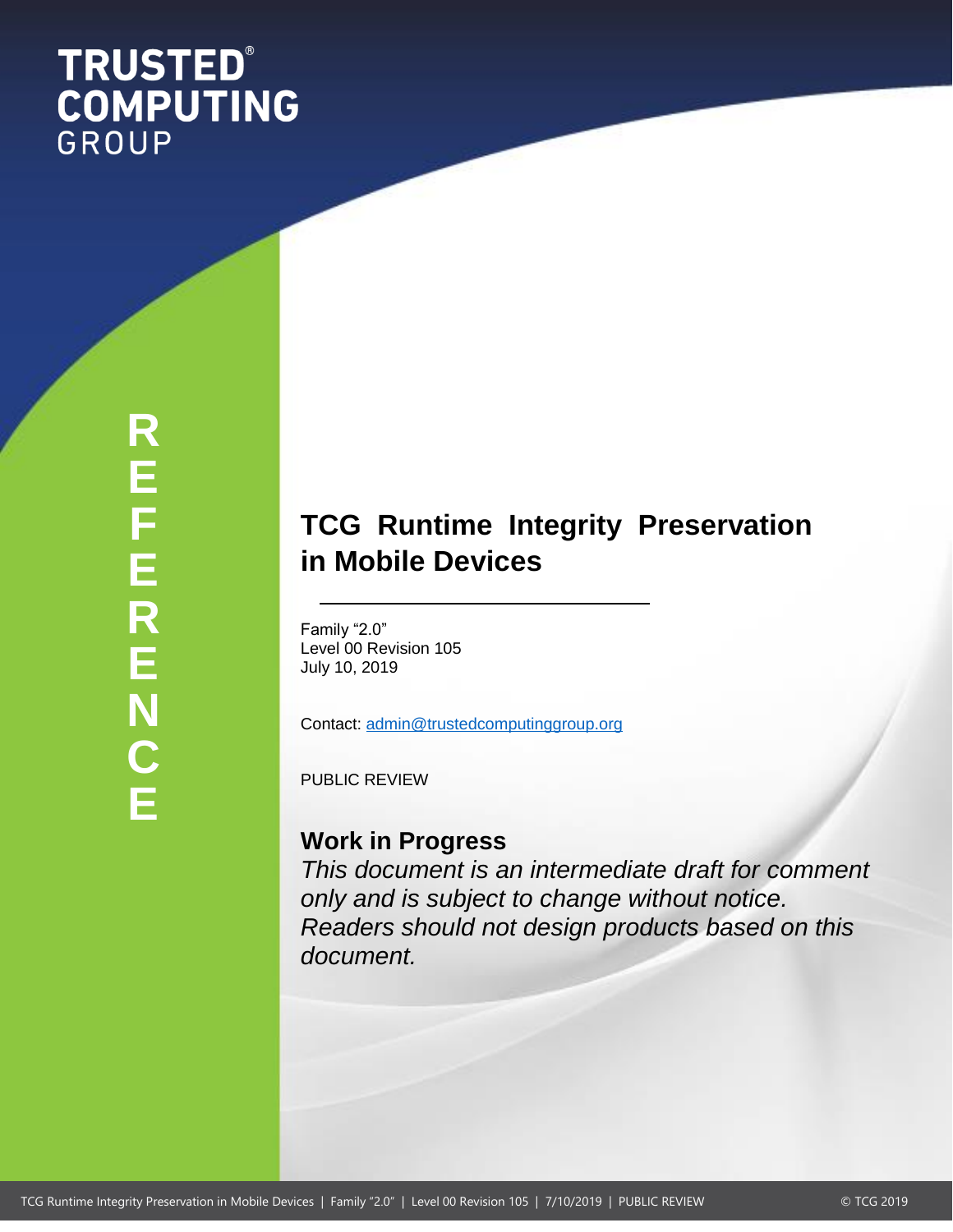TRUSTED® COMPUTING GROUP

REFERENCE

# TCG Runtime Integrity Preservation in Mobile Devices

Family "2.0"
Level 00 Revision 105
July 10, 2019

Contact: admin@trustedcomputinggroup.org

PUBLIC REVIEW

## Work in Progress

*This document is an intermediate draft for comment only and is subject to change without notice. Readers should not design products based on this document.*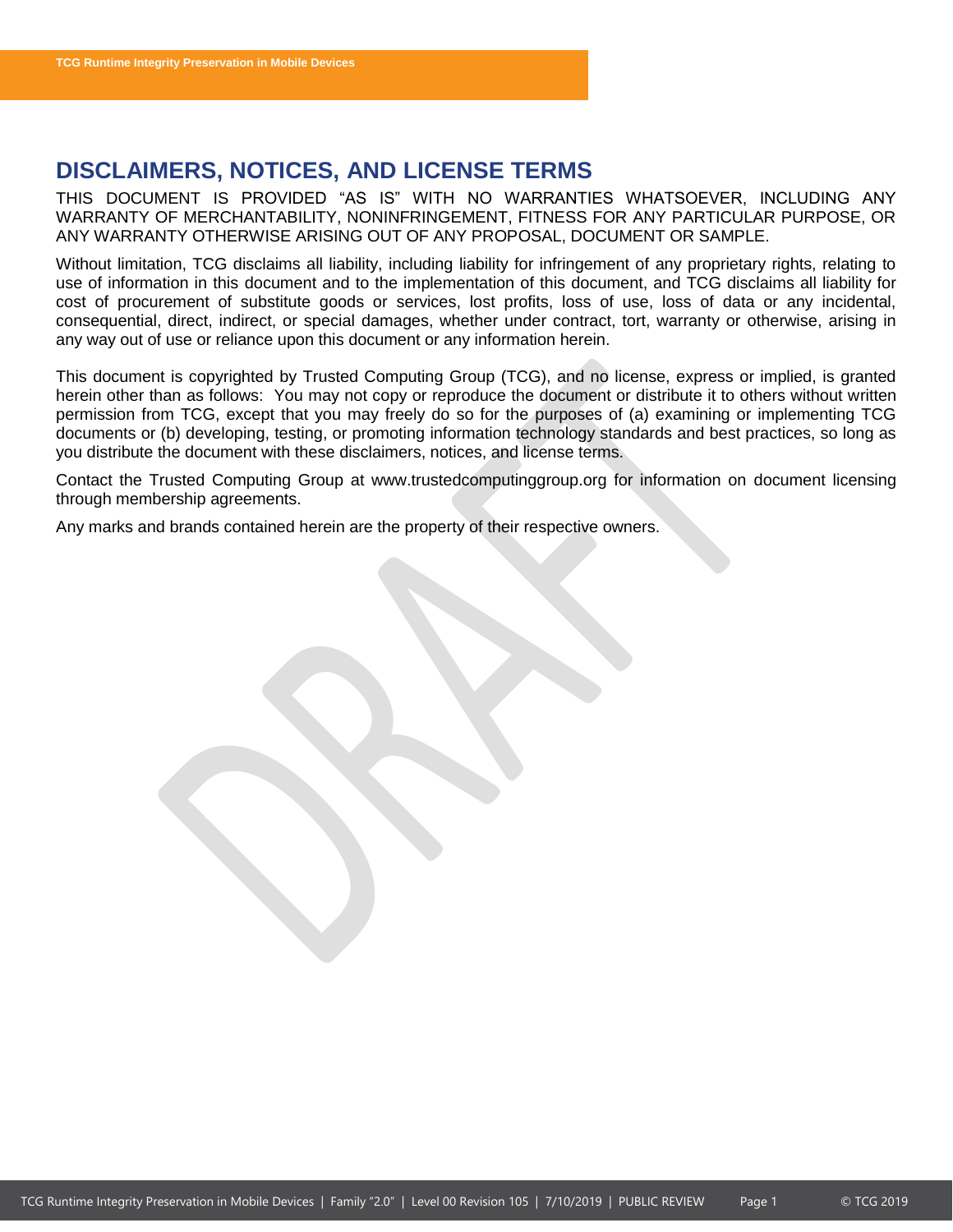## DISCLAIMERS, NOTICES, AND LICENSE TERMS

THIS DOCUMENT IS PROVIDED "AS IS" WITH NO WARRANTIES WHATSOEVER, INCLUDING ANY WARRANTY OF MERCHANTABILITY, NONINFRINGEMENT, FITNESS FOR ANY PARTICULAR PURPOSE, OR ANY WARRANTY OTHERWISE ARISING OUT OF ANY PROPOSAL, DOCUMENT OR SAMPLE.

Without limitation, TCG disclaims all liability, including liability for infringement of any proprietary rights, relating to use of information in this document and to the implementation of this document, and TCG disclaims all liability for cost of procurement of substitute goods or services, lost profits, loss of use, loss of data or any incidental, consequential, direct, indirect, or special damages, whether under contract, tort, warranty or otherwise, arising in any way out of use or reliance upon this document or any information herein.

This document is copyrighted by Trusted Computing Group (TCG), and no license, express or implied, is granted herein other than as follows: You may not copy or reproduce the document or distribute it to others without written permission from TCG, except that you may freely do so for the purposes of (a) examining or implementing TCG documents or (b) developing, testing, or promoting information technology standards and best practices, so long as you distribute the document with these disclaimers, notices, and license terms.

Contact the Trusted Computing Group at www.trustedcomputinggroup.org for information on document licensing through membership agreements.

Any marks and brands contained herein are the property of their respective owners.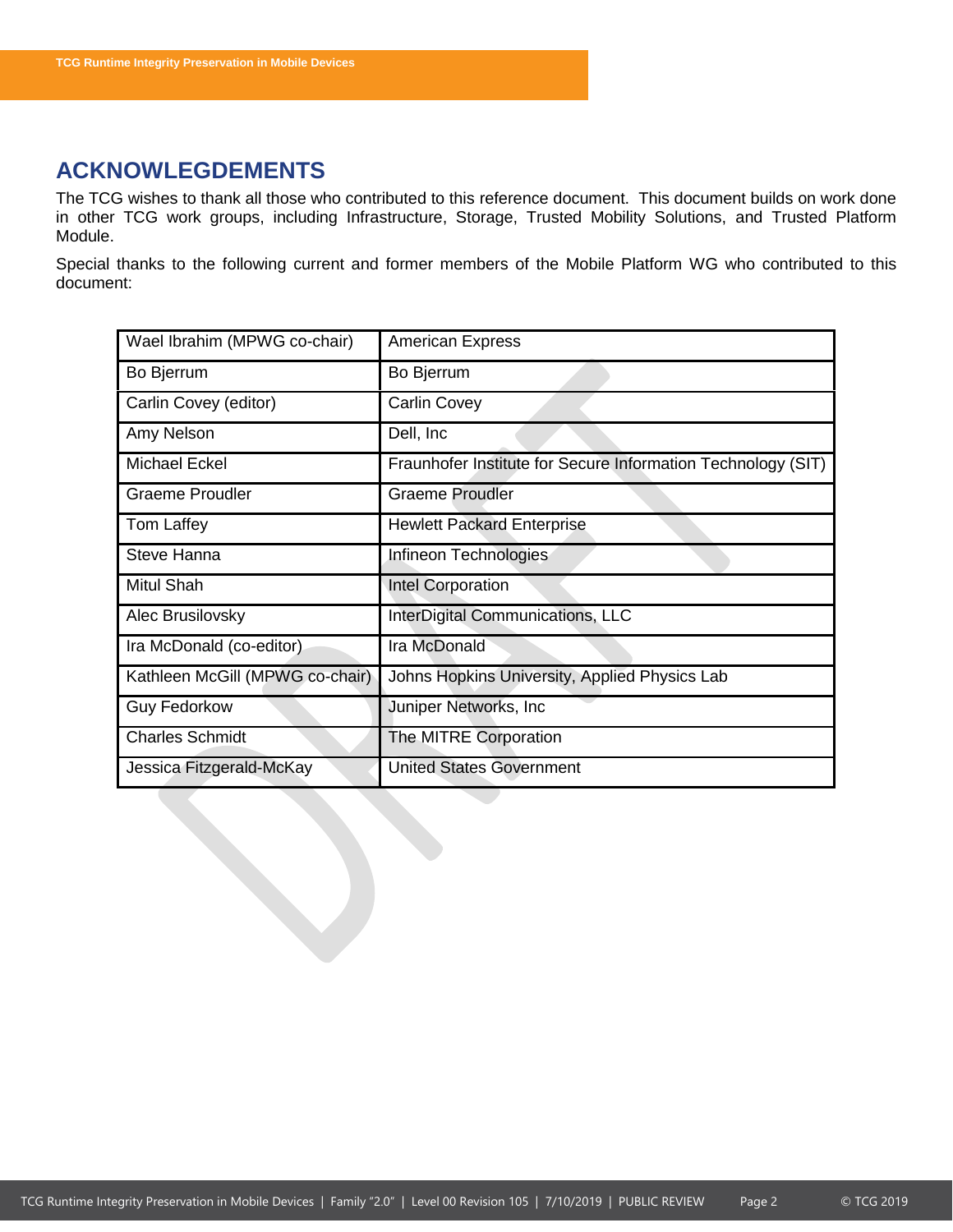# ACKNOWLEDGEMENTS

The TCG wishes to thank all those who contributed to this reference document. This document builds on work done in other TCG work groups, including Infrastructure, Storage, Trusted Mobility Solutions, and Trusted Platform Module.

Special thanks to the following current and former members of the Mobile Platform WG who contributed to this document:

| | |
|---|---|
| Wael Ibrahim (MPWG co-chair) | American Express |
| Bo Bjerrum | Bo Bjerrum |
| Carlin Covey (editor) | Carlin Covey |
| Amy Nelson | Dell, Inc |
| Michael Eckel | Fraunhofer Institute for Secure Information Technology (SIT) |
| Graeme Proudler | Graeme Proudler |
| Tom Laffey | Hewlett Packard Enterprise |
| Steve Hanna | Infineon Technologies |
| Mitul Shah | Intel Corporation |
| Alec Brusilovsky | InterDigital Communications, LLC |
| Ira McDonald (co-editor) | Ira McDonald |
| Kathleen McGill (MPWG co-chair) | Johns Hopkins University, Applied Physics Lab |
| Guy Fedorkow | Juniper Networks, Inc |
| Charles Schmidt | The MITRE Corporation |
| Jessica Fitzgerald-McKay | United States Government |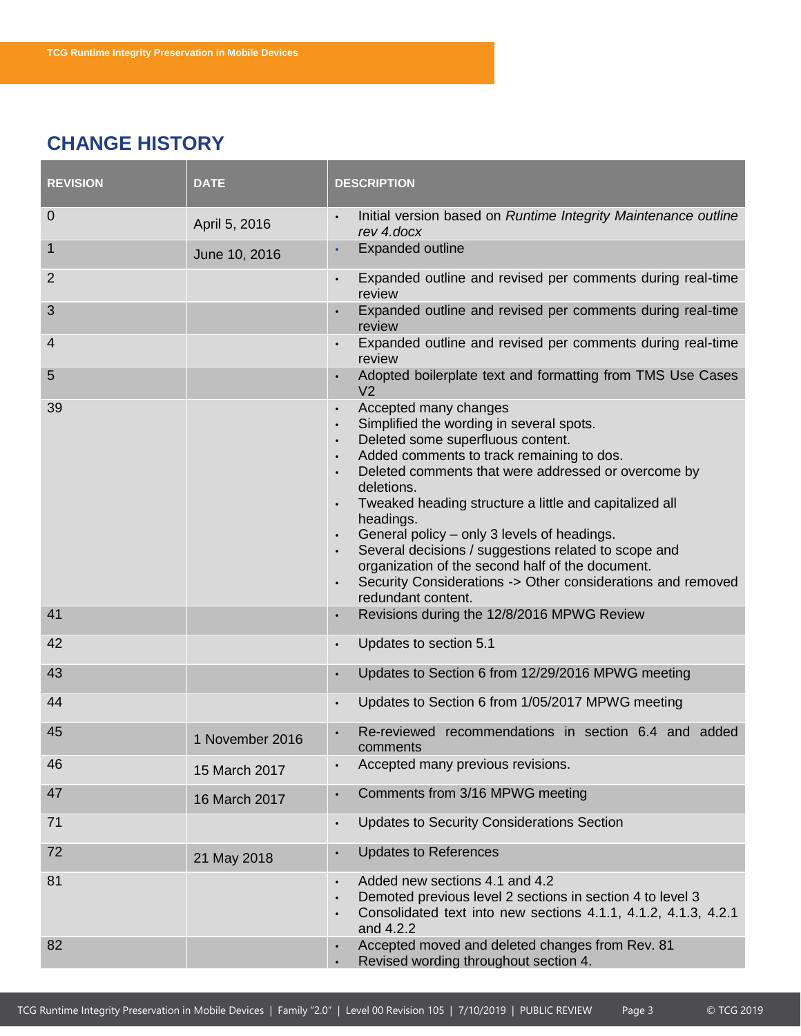## CHANGE HISTORY

| REVISION | DATE | DESCRIPTION |
|---|---|---|
| 0 | April 5, 2016 | • Initial version based on *Runtime Integrity Maintenance outline rev 4.docx* |
| 1 | June 10, 2016 | • Expanded outline |
| 2 | | • Expanded outline and revised per comments during real-time review |
| 3 | | • Expanded outline and revised per comments during real-time review |
| 4 | | • Expanded outline and revised per comments during real-time review |
| 5 | | • Adopted boilerplate text and formatting from TMS Use Cases V2 |
| 39 | | • Accepted many changes<br>• Simplified the wording in several spots.<br>• Deleted some superfluous content.<br>• Added comments to track remaining to dos.<br>• Deleted comments that were addressed or overcome by deletions.<br>• Tweaked heading structure a little and capitalized all headings.<br>• General policy – only 3 levels of headings.<br>• Several decisions / suggestions related to scope and organization of the second half of the document.<br>• Security Considerations -> Other considerations and removed redundant content. |
| 41 | | • Revisions during the 12/8/2016 MPWG Review |
| 42 | | • Updates to section 5.1 |
| 43 | | • Updates to Section 6 from 12/29/2016 MPWG meeting |
| 44 | | • Updates to Section 6 from 1/05/2017 MPWG meeting |
| 45 | 1 November 2016 | • Re-reviewed recommendations in section 6.4 and added comments |
| 46 | 15 March 2017 | • Accepted many previous revisions. |
| 47 | 16 March 2017 | • Comments from 3/16 MPWG meeting |
| 71 | | • Updates to Security Considerations Section |
| 72 | 21 May 2018 | • Updates to References |
| 81 | | • Added new sections 4.1 and 4.2<br>• Demoted previous level 2 sections in section 4 to level 3<br>• Consolidated text into new sections 4.1.1, 4.1.2, 4.1.3, 4.2.1 and 4.2.2 |
| 82 | | • Accepted moved and deleted changes from Rev. 81<br>• Revised wording throughout section 4. |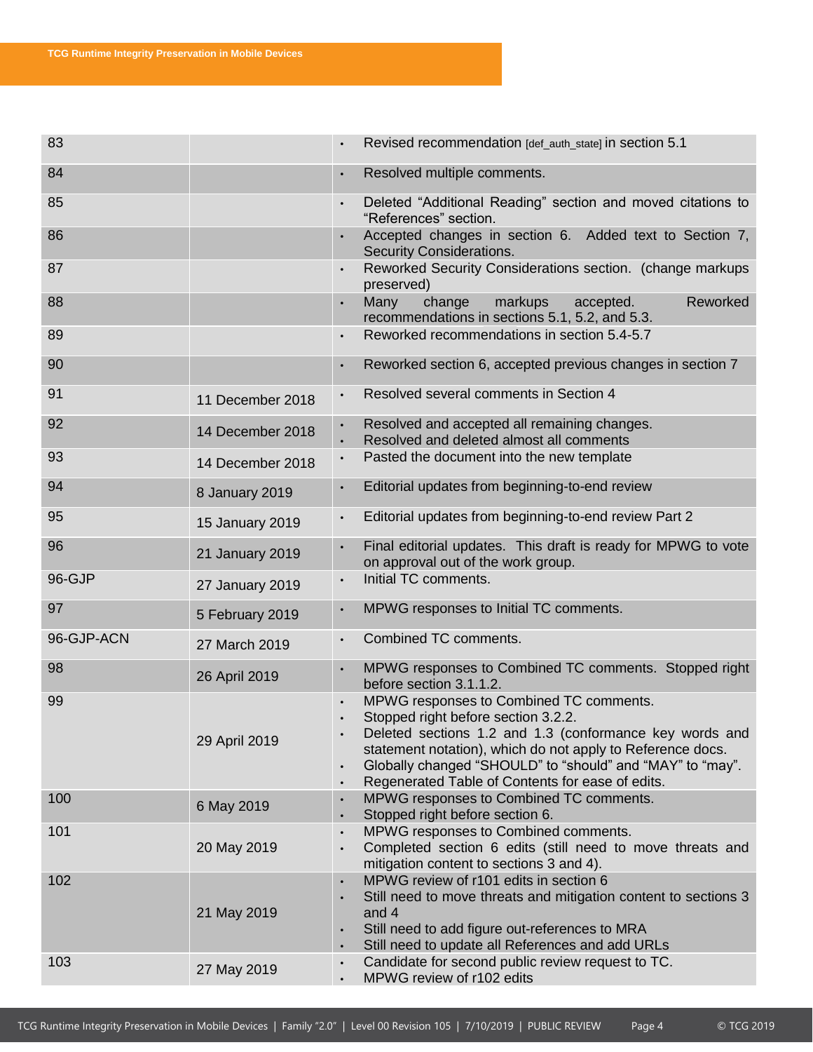| | | |
|---|---|---|
| 83 | | • Revised recommendation [def_auth_state] in section 5.1 |
| 84 | | • Resolved multiple comments. |
| 85 | | • Deleted “Additional Reading” section and moved citations to “References” section. |
| 86 | | • Accepted changes in section 6. Added text to Section 7, Security Considerations. |
| 87 | | • Reworked Security Considerations section. (change markups preserved) |
| 88 | | • Many change markups accepted. Reworked recommendations in sections 5.1, 5.2, and 5.3. |
| 89 | | • Reworked recommendations in section 5.4-5.7 |
| 90 | | • Reworked section 6, accepted previous changes in section 7 |
| 91 | 11 December 2018 | • Resolved several comments in Section 4 |
| 92 | 14 December 2018 | • Resolved and accepted all remaining changes.<br>• Resolved and deleted almost all comments |
| 93 | 14 December 2018 | • Pasted the document into the new template |
| 94 | 8 January 2019 | • Editorial updates from beginning-to-end review |
| 95 | 15 January 2019 | • Editorial updates from beginning-to-end review Part 2 |
| 96 | 21 January 2019 | • Final editorial updates. This draft is ready for MPWG to vote on approval out of the work group. |
| 96-GJP | 27 January 2019 | • Initial TC comments. |
| 97 | 5 February 2019 | • MPWG responses to Initial TC comments. |
| 96-GJP-ACN | 27 March 2019 | • Combined TC comments. |
| 98 | 26 April 2019 | • MPWG responses to Combined TC comments. Stopped right before section 3.1.1.2. |
| 99 | 29 April 2019 | • MPWG responses to Combined TC comments.<br>• Stopped right before section 3.2.2.<br>• Deleted sections 1.2 and 1.3 (conformance key words and statement notation), which do not apply to Reference docs.<br>• Globally changed “SHOULD” to “should” and “MAY” to “may”.<br>• Regenerated Table of Contents for ease of edits. |
| 100 | 6 May 2019 | • MPWG responses to Combined TC comments.<br>• Stopped right before section 6. |
| 101 | 20 May 2019 | • MPWG responses to Combined comments.<br>• Completed section 6 edits (still need to move threats and mitigation content to sections 3 and 4). |
| 102 | 21 May 2019 | • MPWG review of r101 edits in section 6<br>• Still need to move threats and mitigation content to sections 3 and 4<br>• Still need to add figure out-references to MRA<br>• Still need to update all References and add URLs |
| 103 | 27 May 2019 | • Candidate for second public review request to TC.<br>• MPWG review of r102 edits |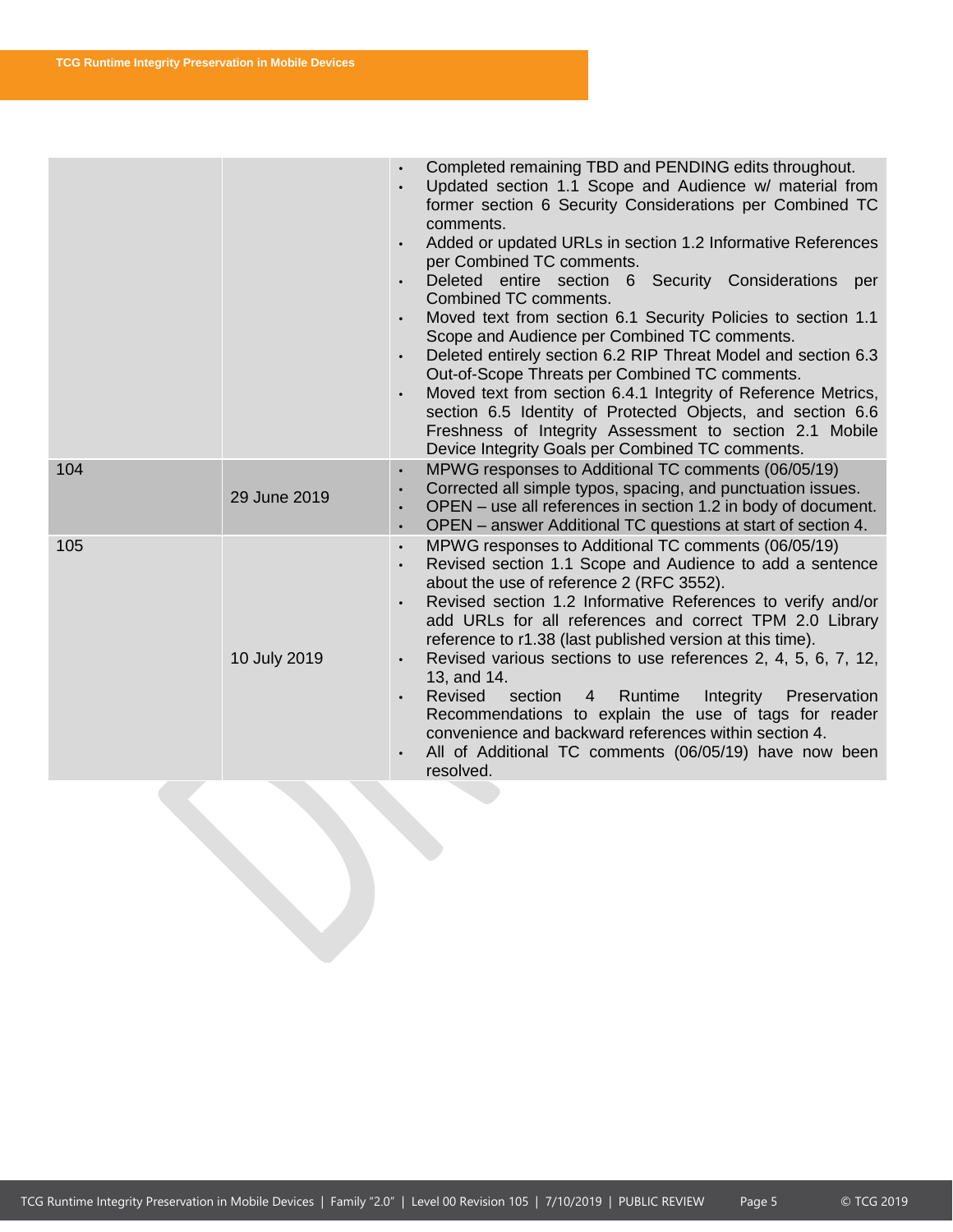| | | |
|---|---|---|
| | | • Completed remaining TBD and PENDING edits throughout.<br>• Updated section 1.1 Scope and Audience w/ material from former section 6 Security Considerations per Combined TC comments.<br>• Added or updated URLs in section 1.2 Informative References per Combined TC comments.<br>• Deleted entire section 6 Security Considerations per Combined TC comments.<br>• Moved text from section 6.1 Security Policies to section 1.1 Scope and Audience per Combined TC comments.<br>• Deleted entirely section 6.2 RIP Threat Model and section 6.3 Out-of-Scope Threats per Combined TC comments.<br>• Moved text from section 6.4.1 Integrity of Reference Metrics, section 6.5 Identity of Protected Objects, and section 6.6 Freshness of Integrity Assessment to section 2.1 Mobile Device Integrity Goals per Combined TC comments. |
| 104 | 29 June 2019 | • MPWG responses to Additional TC comments (06/05/19)<br>• Corrected all simple typos, spacing, and punctuation issues.<br>• OPEN – use all references in section 1.2 in body of document.<br>• OPEN – answer Additional TC questions at start of section 4. |
| 105 | 10 July 2019 | • MPWG responses to Additional TC comments (06/05/19)<br>• Revised section 1.1 Scope and Audience to add a sentence about the use of reference 2 (RFC 3552).<br>• Revised section 1.2 Informative References to verify and/or add URLs for all references and correct TPM 2.0 Library reference to r1.38 (last published version at this time).<br>• Revised various sections to use references 2, 4, 5, 6, 7, 12, 13, and 14.<br>• Revised section 4 Runtime Integrity Preservation Recommendations to explain the use of tags for reader convenience and backward references within section 4.<br>• All of Additional TC comments (06/05/19) have now been resolved. |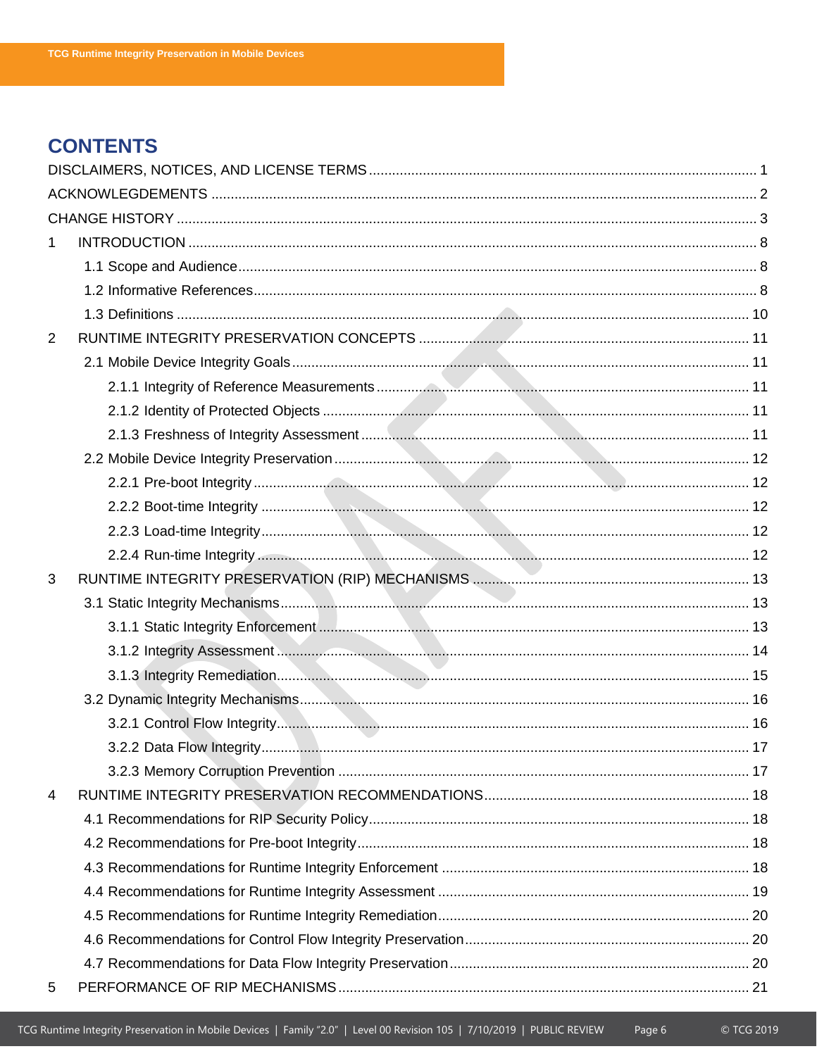# CONTENTS

DISCLAIMERS, NOTICES, AND LICENSE TERMS ............................................................................................ 1

ACKNOWLEDGEMENTS .................................................................................................................................. 2

CHANGE HISTORY .......................................................................................................................................... 3

1 INTRODUCTION ............................................................................................................................................ 8

- 1.1 Scope and Audience ................................................................................................................................ 8
- 1.2 Informative References ........................................................................................................................... 8
- 1.3 Definitions ............................................................................................................................................. 10

2 RUNTIME INTEGRITY PRESERVATION CONCEPTS .................................................................................. 11

- 2.1 Mobile Device Integrity Goals ............................................................................................................... 11
  - 2.1.1 Integrity of Reference Measurements ............................................................................................ 11
  - 2.1.2 Identity of Protected Objects ......................................................................................................... 11
  - 2.1.3 Freshness of Integrity Assessment ................................................................................................ 11
- 2.2 Mobile Device Integrity Preservation .................................................................................................... 12
  - 2.2.1 Pre-boot Integrity ........................................................................................................................... 12
  - 2.2.2 Boot-time Integrity ......................................................................................................................... 12
  - 2.2.3 Load-time Integrity ......................................................................................................................... 12
  - 2.2.4 Run-time Integrity .......................................................................................................................... 12

3 RUNTIME INTEGRITY PRESERVATION (RIP) MECHANISMS ..................................................................... 13

- 3.1 Static Integrity Mechanisms ................................................................................................................... 13
  - 3.1.1 Static Integrity Enforcement ........................................................................................................... 13
  - 3.1.2 Integrity Assessment ...................................................................................................................... 14
  - 3.1.3 Integrity Remediation ..................................................................................................................... 15
- 3.2 Dynamic Integrity Mechanisms .............................................................................................................. 16
  - 3.2.1 Control Flow Integrity ..................................................................................................................... 16
  - 3.2.2 Data Flow Integrity ......................................................................................................................... 17
  - 3.2.3 Memory Corruption Prevention ..................................................................................................... 17

4 RUNTIME INTEGRITY PRESERVATION RECOMMENDATIONS ................................................................... 18

- 4.1 Recommendations for RIP Security Policy ............................................................................................ 18
- 4.2 Recommendations for Pre-boot Integrity ............................................................................................... 18
- 4.3 Recommendations for Runtime Integrity Enforcement .......................................................................... 18
- 4.4 Recommendations for Runtime Integrity Assessment ........................................................................... 19
- 4.5 Recommendations for Runtime Integrity Remediation ........................................................................... 20
- 4.6 Recommendations for Control Flow Integrity Preservation ................................................................... 20
- 4.7 Recommendations for Data Flow Integrity Preservation ........................................................................ 20

5 PERFORMANCE OF RIP MECHANISMS ...................................................................................................... 21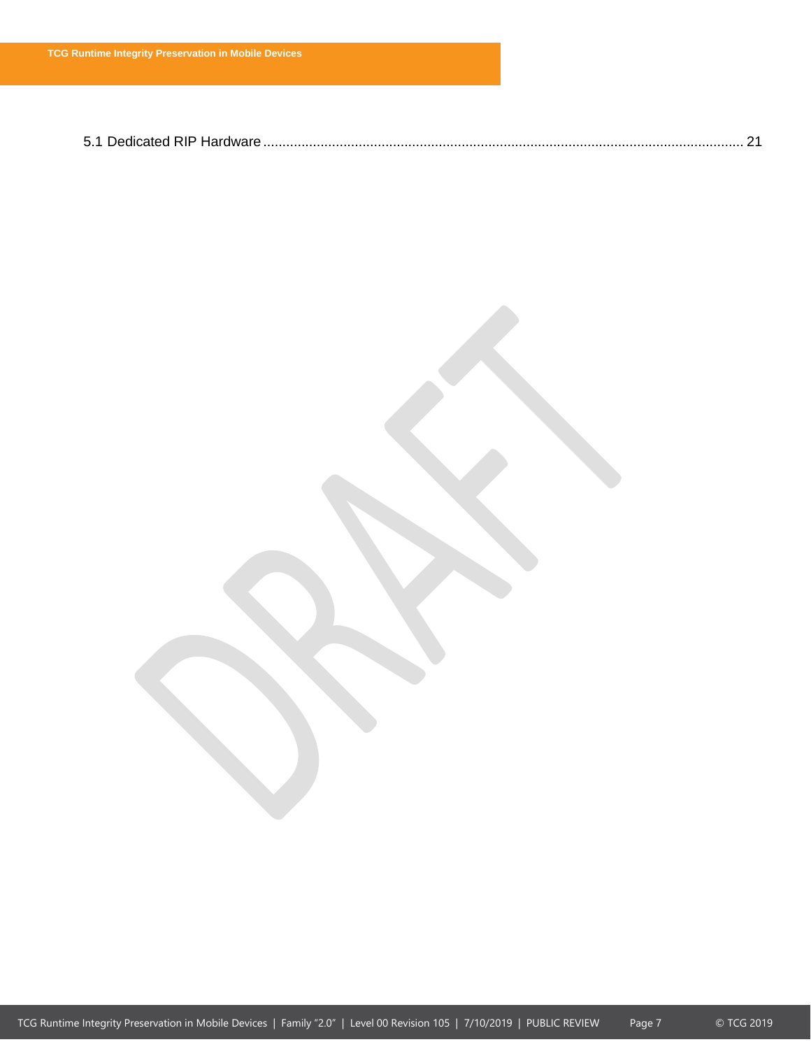5.1 Dedicated RIP Hardware ............................................................................................................................ 21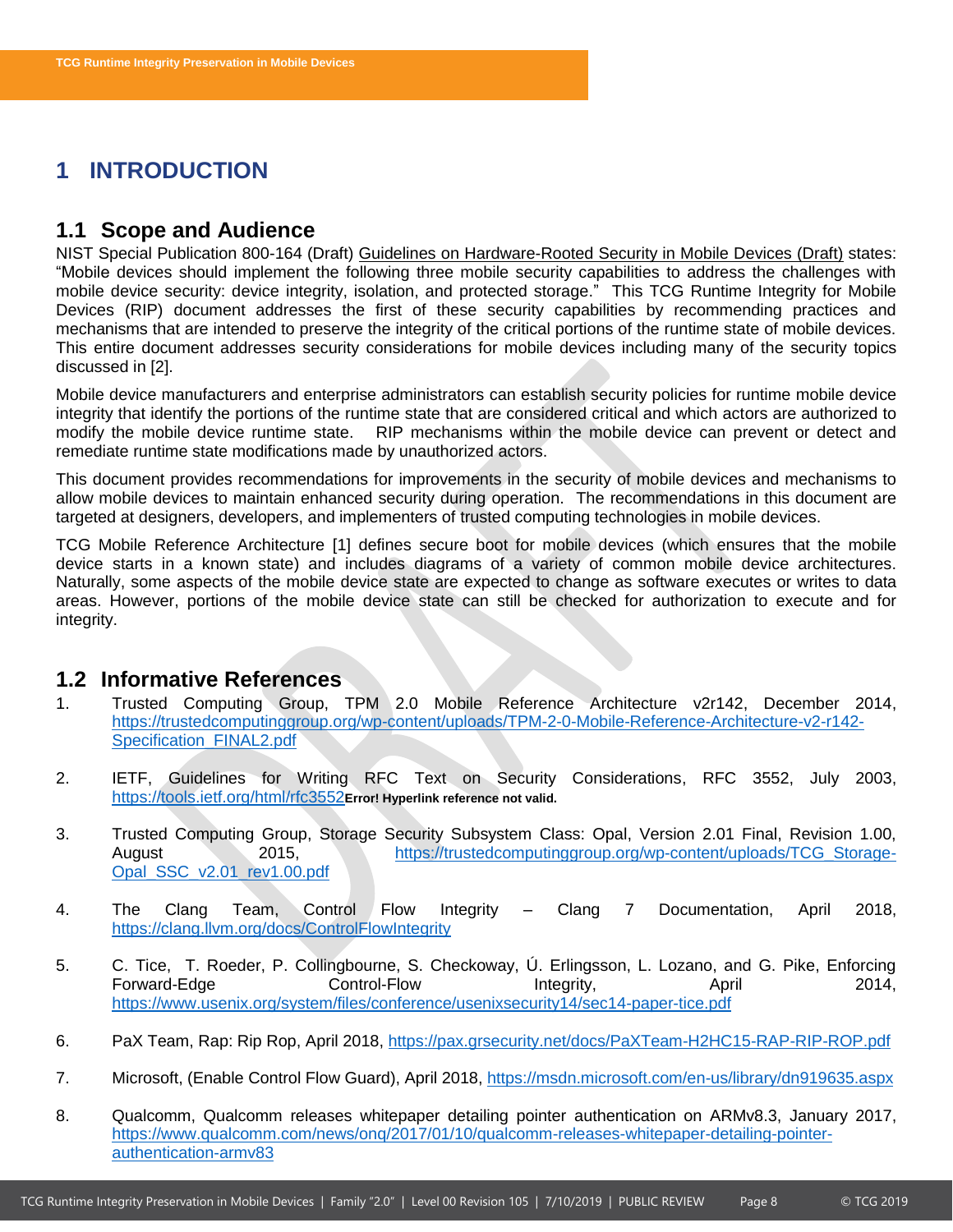# 1 INTRODUCTION

## 1.1 Scope and Audience

NIST Special Publication 800-164 (Draft) Guidelines on Hardware-Rooted Security in Mobile Devices (Draft) states: "Mobile devices should implement the following three mobile security capabilities to address the challenges with mobile device security: device integrity, isolation, and protected storage." This TCG Runtime Integrity for Mobile Devices (RIP) document addresses the first of these security capabilities by recommending practices and mechanisms that are intended to preserve the integrity of the critical portions of the runtime state of mobile devices. This entire document addresses security considerations for mobile devices including many of the security topics discussed in [2].

Mobile device manufacturers and enterprise administrators can establish security policies for runtime mobile device integrity that identify the portions of the runtime state that are considered critical and which actors are authorized to modify the mobile device runtime state. RIP mechanisms within the mobile device can prevent or detect and remediate runtime state modifications made by unauthorized actors.

This document provides recommendations for improvements in the security of mobile devices and mechanisms to allow mobile devices to maintain enhanced security during operation. The recommendations in this document are targeted at designers, developers, and implementers of trusted computing technologies in mobile devices.

TCG Mobile Reference Architecture [1] defines secure boot for mobile devices (which ensures that the mobile device starts in a known state) and includes diagrams of a variety of common mobile device architectures. Naturally, some aspects of the mobile device state are expected to change as software executes or writes to data areas. However, portions of the mobile device state can still be checked for authorization to execute and for integrity.

## 1.2 Informative References

1. Trusted Computing Group, TPM 2.0 Mobile Reference Architecture v2r142, December 2014, https://trustedcomputinggroup.org/wp-content/uploads/TPM-2-0-Mobile-Reference-Architecture-v2-r142-Specification_FINAL2.pdf

2. IETF, Guidelines for Writing RFC Text on Security Considerations, RFC 3552, July 2003, https://tools.ietf.org/html/rfc3552**Error! Hyperlink reference not valid.**

3. Trusted Computing Group, Storage Security Subsystem Class: Opal, Version 2.01 Final, Revision 1.00, August 2015, https://trustedcomputinggroup.org/wp-content/uploads/TCG_Storage-Opal_SSC_v2.01_rev1.00.pdf

4. The Clang Team, Control Flow Integrity – Clang 7 Documentation, April 2018, https://clang.llvm.org/docs/ControlFlowIntegrity

5. C. Tice, T. Roeder, P. Collingbourne, S. Checkoway, Ú. Erlingsson, L. Lozano, and G. Pike, Enforcing Forward-Edge Control-Flow Integrity, April 2014, https://www.usenix.org/system/files/conference/usenixsecurity14/sec14-paper-tice.pdf

6. PaX Team, Rap: Rip Rop, April 2018, https://pax.grsecurity.net/docs/PaXTeam-H2HC15-RAP-RIP-ROP.pdf

7. Microsoft, (Enable Control Flow Guard), April 2018, https://msdn.microsoft.com/en-us/library/dn919635.aspx

8. Qualcomm, Qualcomm releases whitepaper detailing pointer authentication on ARMv8.3, January 2017, https://www.qualcomm.com/news/onq/2017/01/10/qualcomm-releases-whitepaper-detailing-pointer-authentication-armv83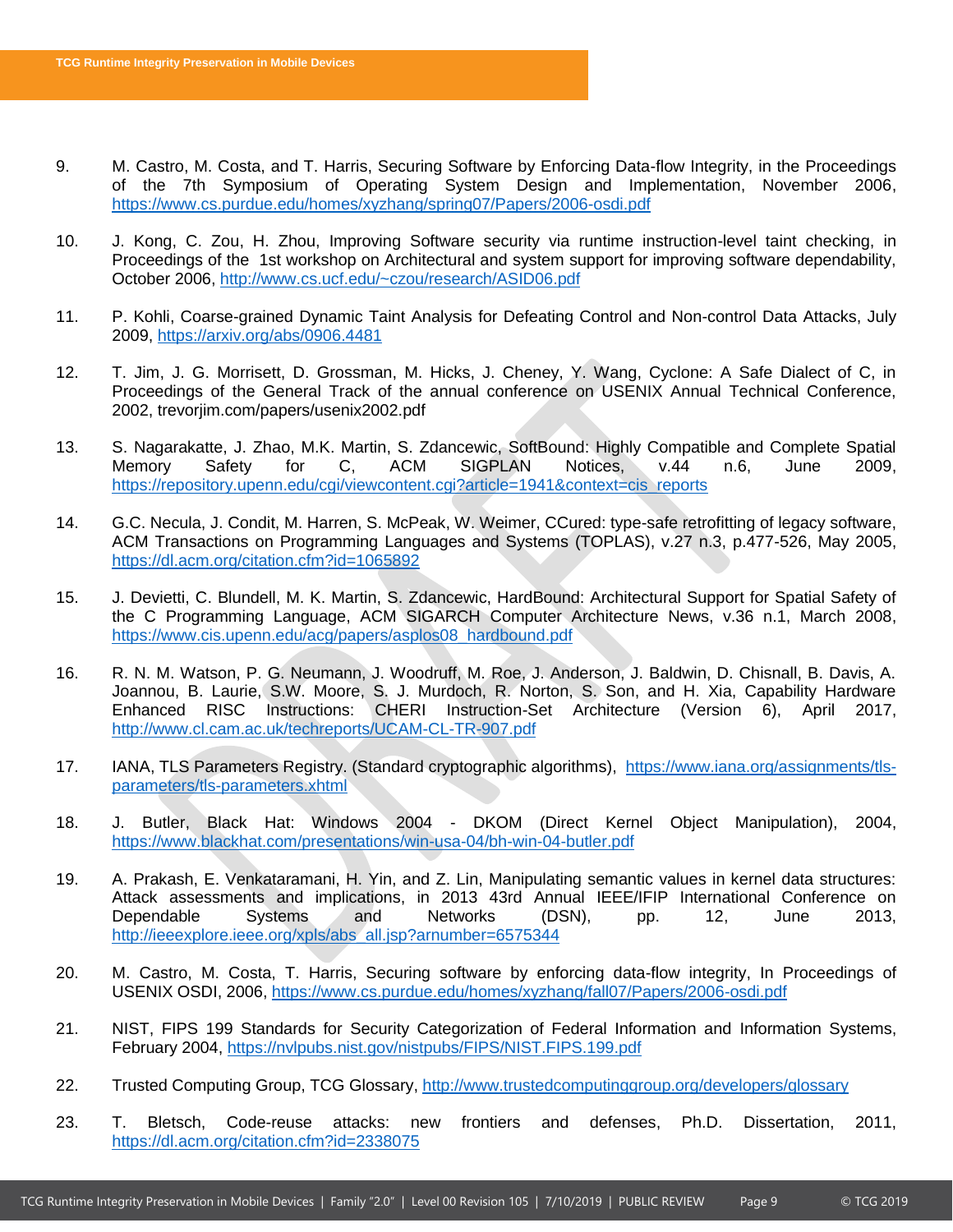9. M. Castro, M. Costa, and T. Harris, Securing Software by Enforcing Data-flow Integrity, in the Proceedings of the 7th Symposium of Operating System Design and Implementation, November 2006, https://www.cs.purdue.edu/homes/xyzhang/spring07/Papers/2006-osdi.pdf

10. J. Kong, C. Zou, H. Zhou, Improving Software security via runtime instruction-level taint checking, in Proceedings of the 1st workshop on Architectural and system support for improving software dependability, October 2006, http://www.cs.ucf.edu/~czou/research/ASID06.pdf

11. P. Kohli, Coarse-grained Dynamic Taint Analysis for Defeating Control and Non-control Data Attacks, July 2009, https://arxiv.org/abs/0906.4481

12. T. Jim, J. G. Morrisett, D. Grossman, M. Hicks, J. Cheney, Y. Wang, Cyclone: A Safe Dialect of C, in Proceedings of the General Track of the annual conference on USENIX Annual Technical Conference, 2002, trevorjim.com/papers/usenix2002.pdf

13. S. Nagarakatte, J. Zhao, M.K. Martin, S. Zdancewic, SoftBound: Highly Compatible and Complete Spatial Memory Safety for C, ACM SIGPLAN Notices, v.44 n.6, June 2009, https://repository.upenn.edu/cgi/viewcontent.cgi?article=1941&context=cis_reports

14. G.C. Necula, J. Condit, M. Harren, S. McPeak, W. Weimer, CCured: type-safe retrofitting of legacy software, ACM Transactions on Programming Languages and Systems (TOPLAS), v.27 n.3, p.477-526, May 2005, https://dl.acm.org/citation.cfm?id=1065892

15. J. Devietti, C. Blundell, M. K. Martin, S. Zdancewic, HardBound: Architectural Support for Spatial Safety of the C Programming Language, ACM SIGARCH Computer Architecture News, v.36 n.1, March 2008, https://www.cis.upenn.edu/acg/papers/asplos08_hardbound.pdf

16. R. N. M. Watson, P. G. Neumann, J. Woodruff, M. Roe, J. Anderson, J. Baldwin, D. Chisnall, B. Davis, A. Joannou, B. Laurie, S.W. Moore, S. J. Murdoch, R. Norton, S. Son, and H. Xia, Capability Hardware Enhanced RISC Instructions: CHERI Instruction-Set Architecture (Version 6), April 2017, http://www.cl.cam.ac.uk/techreports/UCAM-CL-TR-907.pdf

17. IANA, TLS Parameters Registry. (Standard cryptographic algorithms), https://www.iana.org/assignments/tls-parameters/tls-parameters.xhtml

18. J. Butler, Black Hat: Windows 2004 - DKOM (Direct Kernel Object Manipulation), 2004, https://www.blackhat.com/presentations/win-usa-04/bh-win-04-butler.pdf

19. A. Prakash, E. Venkataramani, H. Yin, and Z. Lin, Manipulating semantic values in kernel data structures: Attack assessments and implications, in 2013 43rd Annual IEEE/IFIP International Conference on Dependable Systems and Networks (DSN), pp. 12, June 2013, http://ieeexplore.ieee.org/xpls/abs_all.jsp?arnumber=6575344

20. M. Castro, M. Costa, T. Harris, Securing software by enforcing data-flow integrity, In Proceedings of USENIX OSDI, 2006, https://www.cs.purdue.edu/homes/xyzhang/fall07/Papers/2006-osdi.pdf

21. NIST, FIPS 199 Standards for Security Categorization of Federal Information and Information Systems, February 2004, https://nvlpubs.nist.gov/nistpubs/FIPS/NIST.FIPS.199.pdf

22. Trusted Computing Group, TCG Glossary, http://www.trustedcomputinggroup.org/developers/glossary

23. T. Bletsch, Code-reuse attacks: new frontiers and defenses, Ph.D. Dissertation, 2011, https://dl.acm.org/citation.cfm?id=2338075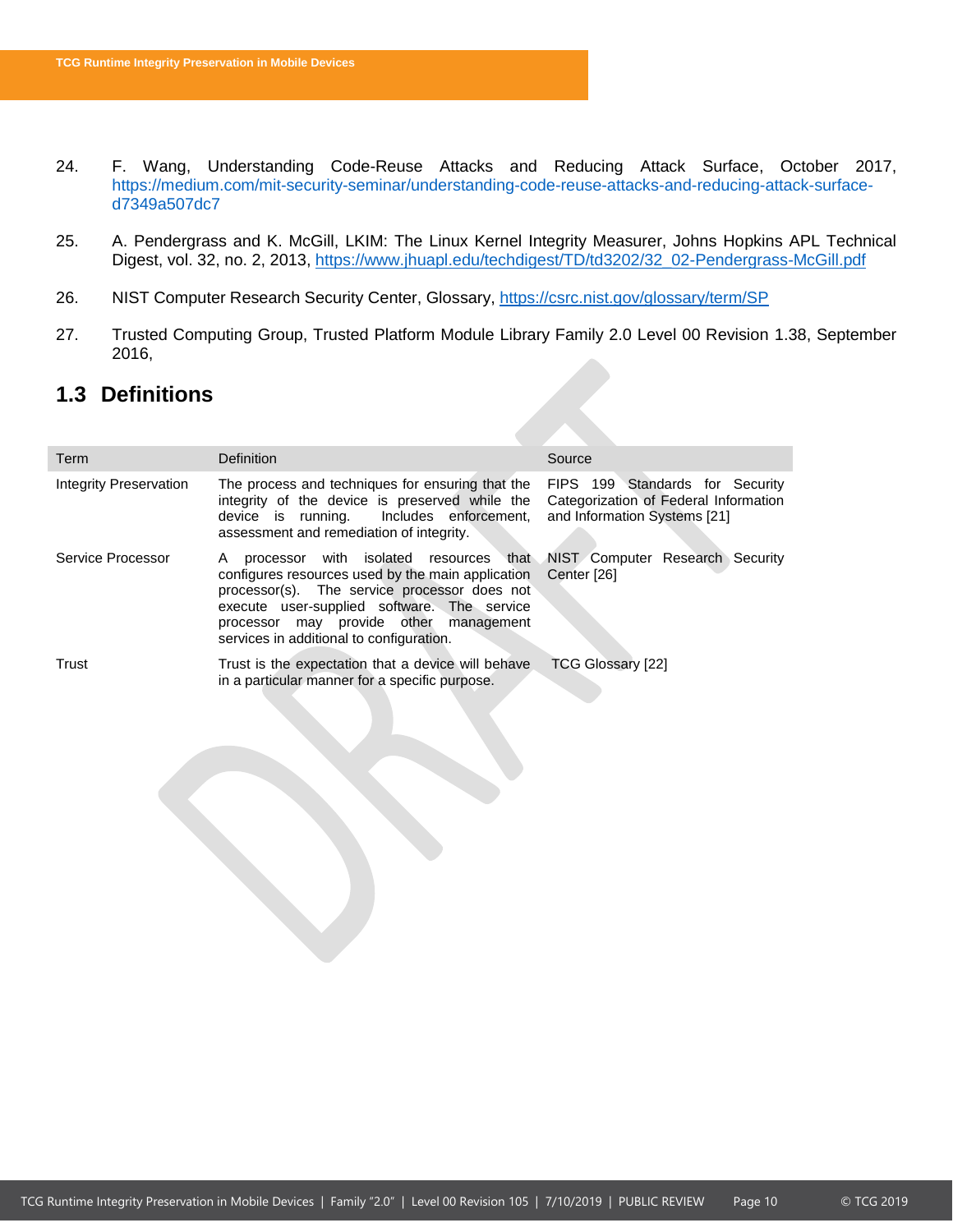24. F. Wang, Understanding Code-Reuse Attacks and Reducing Attack Surface, October 2017, https://medium.com/mit-security-seminar/understanding-code-reuse-attacks-and-reducing-attack-surface-d7349a507dc7

25. A. Pendergrass and K. McGill, LKIM: The Linux Kernel Integrity Measurer, Johns Hopkins APL Technical Digest, vol. 32, no. 2, 2013, https://www.jhuapl.edu/techdigest/TD/td3202/32_02-Pendergrass-McGill.pdf

26. NIST Computer Research Security Center, Glossary, https://csrc.nist.gov/glossary/term/SP

27. Trusted Computing Group, Trusted Platform Module Library Family 2.0 Level 00 Revision 1.38, September 2016,

## 1.3 Definitions

| Term | Definition | Source |
|---|---|---|
| Integrity Preservation | The process and techniques for ensuring that the integrity of the device is preserved while the device is running. Includes enforcement, assessment and remediation of integrity. | FIPS 199 Standards for Security Categorization of Federal Information and Information Systems [21] |
| Service Processor | A processor with isolated resources that configures resources used by the main application processor(s). The service processor does not execute user-supplied software. The service processor may provide other management services in additional to configuration. | NIST Computer Research Security Center [26] |
| Trust | Trust is the expectation that a device will behave in a particular manner for a specific purpose. | TCG Glossary [22] |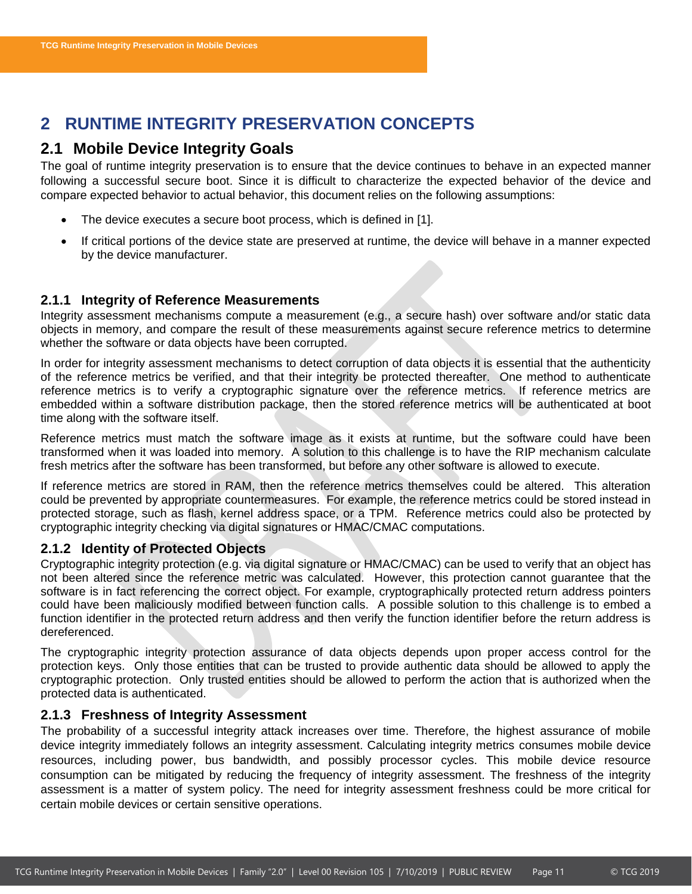# 2 RUNTIME INTEGRITY PRESERVATION CONCEPTS

## 2.1 Mobile Device Integrity Goals

The goal of runtime integrity preservation is to ensure that the device continues to behave in an expected manner following a successful secure boot. Since it is difficult to characterize the expected behavior of the device and compare expected behavior to actual behavior, this document relies on the following assumptions:

- The device executes a secure boot process, which is defined in [1].
- If critical portions of the device state are preserved at runtime, the device will behave in a manner expected by the device manufacturer.

### 2.1.1 Integrity of Reference Measurements

Integrity assessment mechanisms compute a measurement (e.g., a secure hash) over software and/or static data objects in memory, and compare the result of these measurements against secure reference metrics to determine whether the software or data objects have been corrupted.

In order for integrity assessment mechanisms to detect corruption of data objects it is essential that the authenticity of the reference metrics be verified, and that their integrity be protected thereafter. One method to authenticate reference metrics is to verify a cryptographic signature over the reference metrics. If reference metrics are embedded within a software distribution package, then the stored reference metrics will be authenticated at boot time along with the software itself.

Reference metrics must match the software image as it exists at runtime, but the software could have been transformed when it was loaded into memory. A solution to this challenge is to have the RIP mechanism calculate fresh metrics after the software has been transformed, but before any other software is allowed to execute.

If reference metrics are stored in RAM, then the reference metrics themselves could be altered. This alteration could be prevented by appropriate countermeasures. For example, the reference metrics could be stored instead in protected storage, such as flash, kernel address space, or a TPM. Reference metrics could also be protected by cryptographic integrity checking via digital signatures or HMAC/CMAC computations.

### 2.1.2 Identity of Protected Objects

Cryptographic integrity protection (e.g. via digital signature or HMAC/CMAC) can be used to verify that an object has not been altered since the reference metric was calculated. However, this protection cannot guarantee that the software is in fact referencing the correct object. For example, cryptographically protected return address pointers could have been maliciously modified between function calls. A possible solution to this challenge is to embed a function identifier in the protected return address and then verify the function identifier before the return address is dereferenced.

The cryptographic integrity protection assurance of data objects depends upon proper access control for the protection keys. Only those entities that can be trusted to provide authentic data should be allowed to apply the cryptographic protection. Only trusted entities should be allowed to perform the action that is authorized when the protected data is authenticated.

### 2.1.3 Freshness of Integrity Assessment

The probability of a successful integrity attack increases over time. Therefore, the highest assurance of mobile device integrity immediately follows an integrity assessment. Calculating integrity metrics consumes mobile device resources, including power, bus bandwidth, and possibly processor cycles. This mobile device resource consumption can be mitigated by reducing the frequency of integrity assessment. The freshness of the integrity assessment is a matter of system policy. The need for integrity assessment freshness could be more critical for certain mobile devices or certain sensitive operations.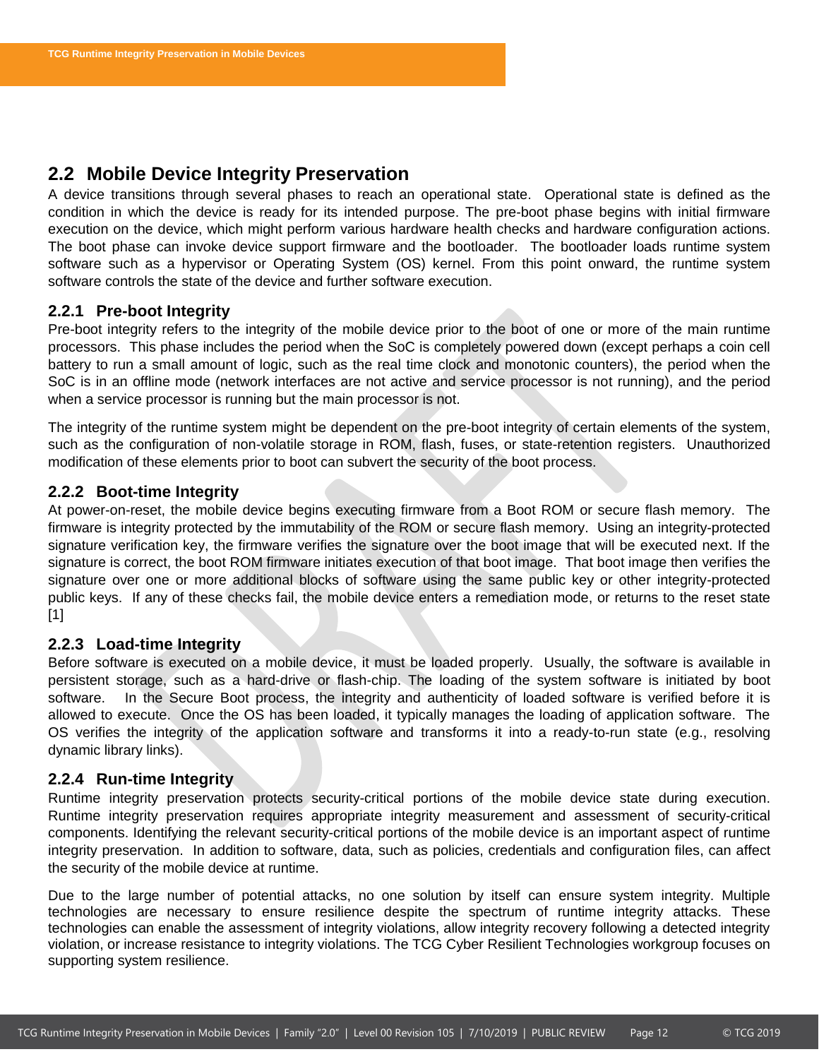## 2.2 Mobile Device Integrity Preservation

A device transitions through several phases to reach an operational state. Operational state is defined as the condition in which the device is ready for its intended purpose. The pre-boot phase begins with initial firmware execution on the device, which might perform various hardware health checks and hardware configuration actions. The boot phase can invoke device support firmware and the bootloader. The bootloader loads runtime system software such as a hypervisor or Operating System (OS) kernel. From this point onward, the runtime system software controls the state of the device and further software execution.

### 2.2.1 Pre-boot Integrity

Pre-boot integrity refers to the integrity of the mobile device prior to the boot of one or more of the main runtime processors. This phase includes the period when the SoC is completely powered down (except perhaps a coin cell battery to run a small amount of logic, such as the real time clock and monotonic counters), the period when the SoC is in an offline mode (network interfaces are not active and service processor is not running), and the period when a service processor is running but the main processor is not.

The integrity of the runtime system might be dependent on the pre-boot integrity of certain elements of the system, such as the configuration of non-volatile storage in ROM, flash, fuses, or state-retention registers. Unauthorized modification of these elements prior to boot can subvert the security of the boot process.

### 2.2.2 Boot-time Integrity

At power-on-reset, the mobile device begins executing firmware from a Boot ROM or secure flash memory. The firmware is integrity protected by the immutability of the ROM or secure flash memory. Using an integrity-protected signature verification key, the firmware verifies the signature over the boot image that will be executed next. If the signature is correct, the boot ROM firmware initiates execution of that boot image. That boot image then verifies the signature over one or more additional blocks of software using the same public key or other integrity-protected public keys. If any of these checks fail, the mobile device enters a remediation mode, or returns to the reset state [1]

### 2.2.3 Load-time Integrity

Before software is executed on a mobile device, it must be loaded properly. Usually, the software is available in persistent storage, such as a hard-drive or flash-chip. The loading of the system software is initiated by boot software. In the Secure Boot process, the integrity and authenticity of loaded software is verified before it is allowed to execute. Once the OS has been loaded, it typically manages the loading of application software. The OS verifies the integrity of the application software and transforms it into a ready-to-run state (e.g., resolving dynamic library links).

### 2.2.4 Run-time Integrity

Runtime integrity preservation protects security-critical portions of the mobile device state during execution. Runtime integrity preservation requires appropriate integrity measurement and assessment of security-critical components. Identifying the relevant security-critical portions of the mobile device is an important aspect of runtime integrity preservation. In addition to software, data, such as policies, credentials and configuration files, can affect the security of the mobile device at runtime.

Due to the large number of potential attacks, no one solution by itself can ensure system integrity. Multiple technologies are necessary to ensure resilience despite the spectrum of runtime integrity attacks. These technologies can enable the assessment of integrity violations, allow integrity recovery following a detected integrity violation, or increase resistance to integrity violations. The TCG Cyber Resilient Technologies workgroup focuses on supporting system resilience.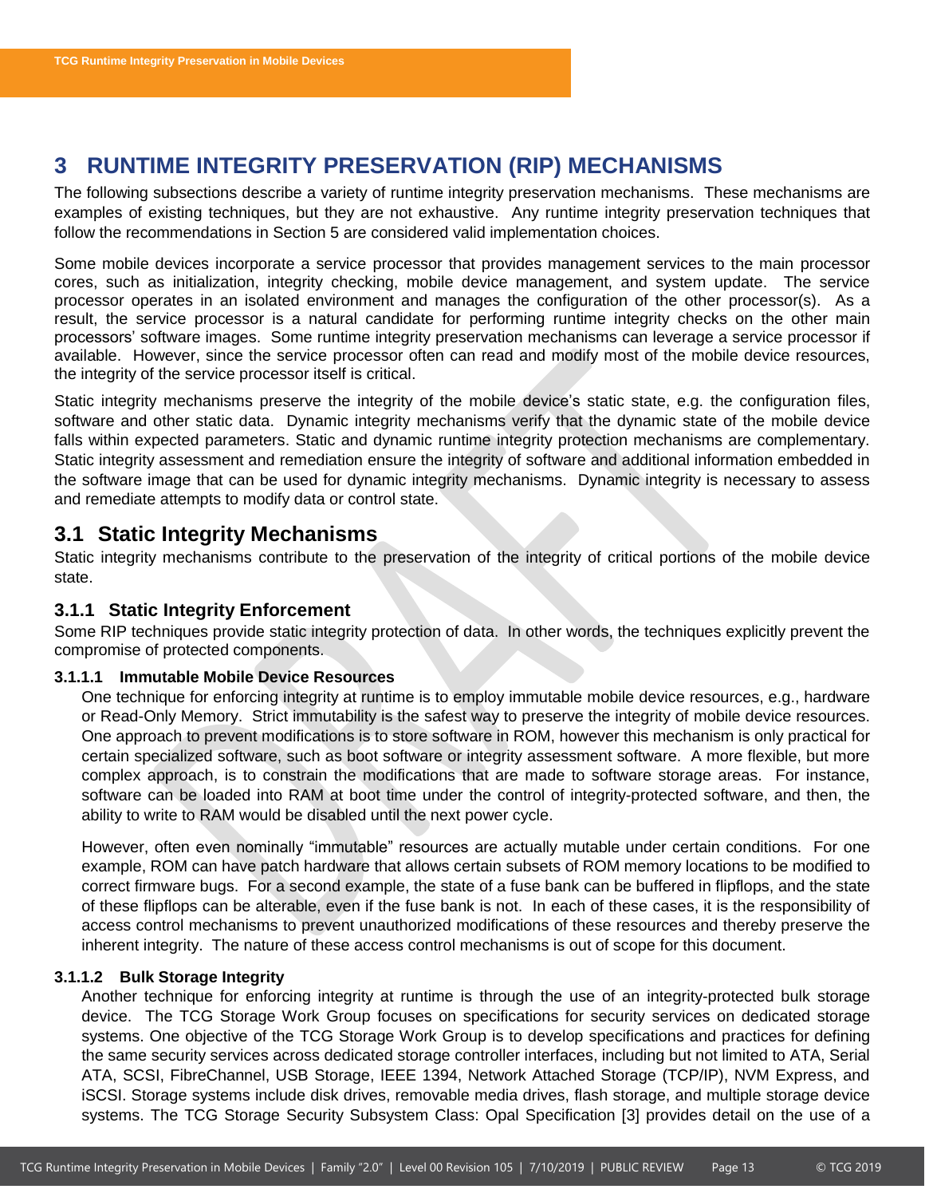# 3 RUNTIME INTEGRITY PRESERVATION (RIP) MECHANISMS

The following subsections describe a variety of runtime integrity preservation mechanisms. These mechanisms are examples of existing techniques, but they are not exhaustive. Any runtime integrity preservation techniques that follow the recommendations in Section 5 are considered valid implementation choices.

Some mobile devices incorporate a service processor that provides management services to the main processor cores, such as initialization, integrity checking, mobile device management, and system update. The service processor operates in an isolated environment and manages the configuration of the other processor(s). As a result, the service processor is a natural candidate for performing runtime integrity checks on the other main processors' software images. Some runtime integrity preservation mechanisms can leverage a service processor if available. However, since the service processor often can read and modify most of the mobile device resources, the integrity of the service processor itself is critical.

Static integrity mechanisms preserve the integrity of the mobile device's static state, e.g. the configuration files, software and other static data. Dynamic integrity mechanisms verify that the dynamic state of the mobile device falls within expected parameters. Static and dynamic runtime integrity protection mechanisms are complementary. Static integrity assessment and remediation ensure the integrity of software and additional information embedded in the software image that can be used for dynamic integrity mechanisms. Dynamic integrity is necessary to assess and remediate attempts to modify data or control state.

## 3.1 Static Integrity Mechanisms

Static integrity mechanisms contribute to the preservation of the integrity of critical portions of the mobile device state.

### 3.1.1 Static Integrity Enforcement

Some RIP techniques provide static integrity protection of data. In other words, the techniques explicitly prevent the compromise of protected components.

#### 3.1.1.1 Immutable Mobile Device Resources

One technique for enforcing integrity at runtime is to employ immutable mobile device resources, e.g., hardware or Read-Only Memory. Strict immutability is the safest way to preserve the integrity of mobile device resources. One approach to prevent modifications is to store software in ROM, however this mechanism is only practical for certain specialized software, such as boot software or integrity assessment software. A more flexible, but more complex approach, is to constrain the modifications that are made to software storage areas. For instance, software can be loaded into RAM at boot time under the control of integrity-protected software, and then, the ability to write to RAM would be disabled until the next power cycle.

However, often even nominally "immutable" resources are actually mutable under certain conditions. For one example, ROM can have patch hardware that allows certain subsets of ROM memory locations to be modified to correct firmware bugs. For a second example, the state of a fuse bank can be buffered in flipflops, and the state of these flipflops can be alterable, even if the fuse bank is not. In each of these cases, it is the responsibility of access control mechanisms to prevent unauthorized modifications of these resources and thereby preserve the inherent integrity. The nature of these access control mechanisms is out of scope for this document.

#### 3.1.1.2 Bulk Storage Integrity

Another technique for enforcing integrity at runtime is through the use of an integrity-protected bulk storage device. The TCG Storage Work Group focuses on specifications for security services on dedicated storage systems. One objective of the TCG Storage Work Group is to develop specifications and practices for defining the same security services across dedicated storage controller interfaces, including but not limited to ATA, Serial ATA, SCSI, FibreChannel, USB Storage, IEEE 1394, Network Attached Storage (TCP/IP), NVM Express, and iSCSI. Storage systems include disk drives, removable media drives, flash storage, and multiple storage device systems. The TCG Storage Security Subsystem Class: Opal Specification [3] provides detail on the use of a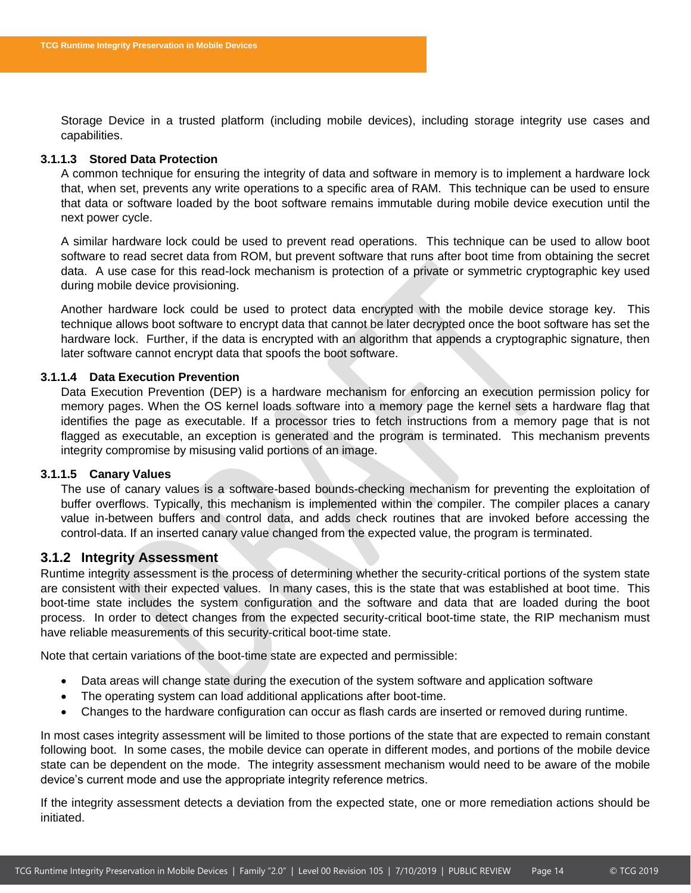Storage Device in a trusted platform (including mobile devices), including storage integrity use cases and capabilities.

#### 3.1.1.3 Stored Data Protection

A common technique for ensuring the integrity of data and software in memory is to implement a hardware lock that, when set, prevents any write operations to a specific area of RAM. This technique can be used to ensure that data or software loaded by the boot software remains immutable during mobile device execution until the next power cycle.

A similar hardware lock could be used to prevent read operations. This technique can be used to allow boot software to read secret data from ROM, but prevent software that runs after boot time from obtaining the secret data. A use case for this read-lock mechanism is protection of a private or symmetric cryptographic key used during mobile device provisioning.

Another hardware lock could be used to protect data encrypted with the mobile device storage key. This technique allows boot software to encrypt data that cannot be later decrypted once the boot software has set the hardware lock. Further, if the data is encrypted with an algorithm that appends a cryptographic signature, then later software cannot encrypt data that spoofs the boot software.

#### 3.1.1.4 Data Execution Prevention

Data Execution Prevention (DEP) is a hardware mechanism for enforcing an execution permission policy for memory pages. When the OS kernel loads software into a memory page the kernel sets a hardware flag that identifies the page as executable. If a processor tries to fetch instructions from a memory page that is not flagged as executable, an exception is generated and the program is terminated. This mechanism prevents integrity compromise by misusing valid portions of an image.

#### 3.1.1.5 Canary Values

The use of canary values is a software-based bounds-checking mechanism for preventing the exploitation of buffer overflows. Typically, this mechanism is implemented within the compiler. The compiler places a canary value in-between buffers and control data, and adds check routines that are invoked before accessing the control-data. If an inserted canary value changed from the expected value, the program is terminated.

### 3.1.2 Integrity Assessment

Runtime integrity assessment is the process of determining whether the security-critical portions of the system state are consistent with their expected values. In many cases, this is the state that was established at boot time. This boot-time state includes the system configuration and the software and data that are loaded during the boot process. In order to detect changes from the expected security-critical boot-time state, the RIP mechanism must have reliable measurements of this security-critical boot-time state.

Note that certain variations of the boot-time state are expected and permissible:

- Data areas will change state during the execution of the system software and application software
- The operating system can load additional applications after boot-time.
- Changes to the hardware configuration can occur as flash cards are inserted or removed during runtime.

In most cases integrity assessment will be limited to those portions of the state that are expected to remain constant following boot. In some cases, the mobile device can operate in different modes, and portions of the mobile device state can be dependent on the mode. The integrity assessment mechanism would need to be aware of the mobile device's current mode and use the appropriate integrity reference metrics.

If the integrity assessment detects a deviation from the expected state, one or more remediation actions should be initiated.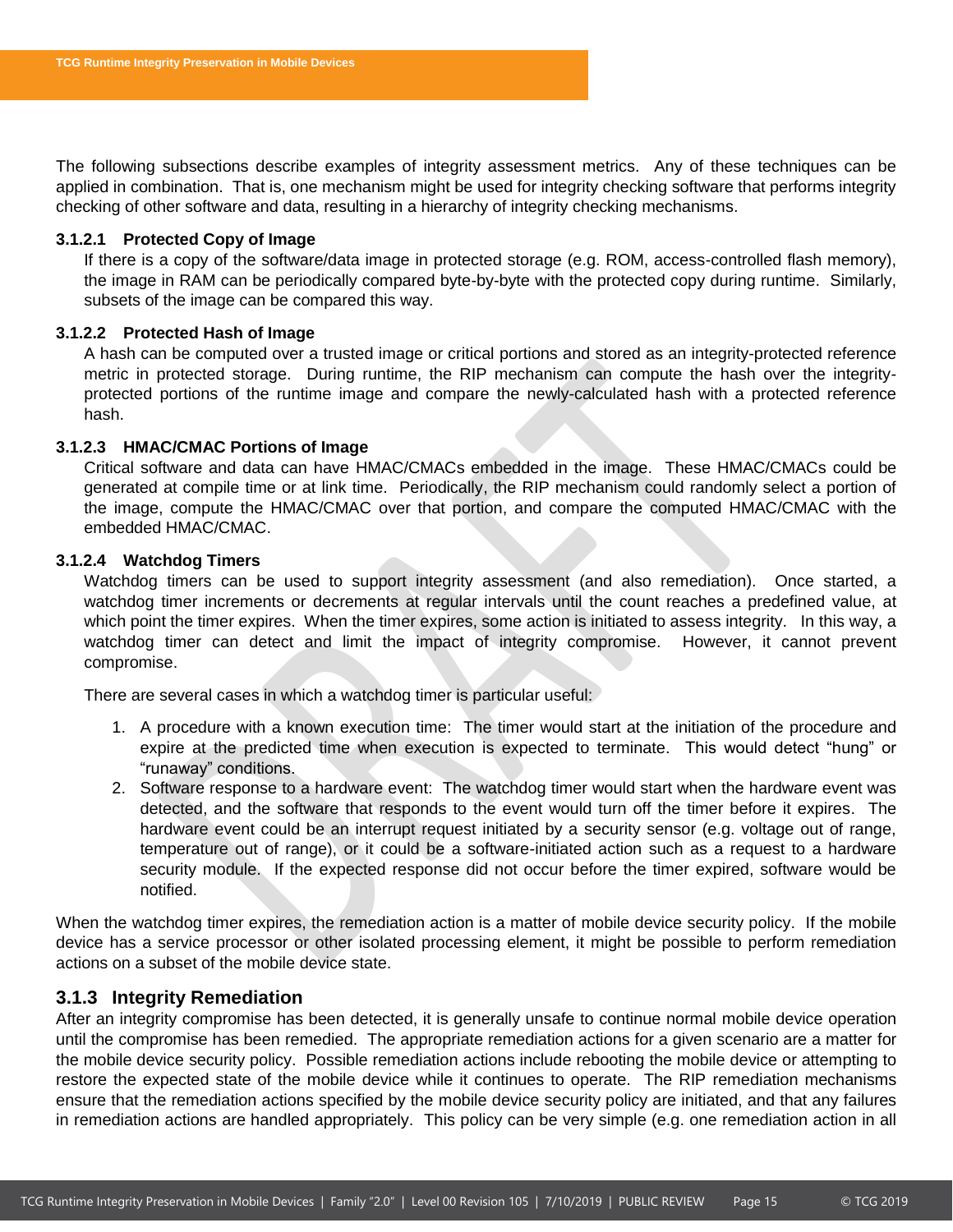The following subsections describe examples of integrity assessment metrics. Any of these techniques can be applied in combination. That is, one mechanism might be used for integrity checking software that performs integrity checking of other software and data, resulting in a hierarchy of integrity checking mechanisms.

#### 3.1.2.1 Protected Copy of Image

If there is a copy of the software/data image in protected storage (e.g. ROM, access-controlled flash memory), the image in RAM can be periodically compared byte-by-byte with the protected copy during runtime. Similarly, subsets of the image can be compared this way.

#### 3.1.2.2 Protected Hash of Image

A hash can be computed over a trusted image or critical portions and stored as an integrity-protected reference metric in protected storage. During runtime, the RIP mechanism can compute the hash over the integrity-protected portions of the runtime image and compare the newly-calculated hash with a protected reference hash.

#### 3.1.2.3 HMAC/CMAC Portions of Image

Critical software and data can have HMAC/CMACs embedded in the image. These HMAC/CMACs could be generated at compile time or at link time. Periodically, the RIP mechanism could randomly select a portion of the image, compute the HMAC/CMAC over that portion, and compare the computed HMAC/CMAC with the embedded HMAC/CMAC.

#### 3.1.2.4 Watchdog Timers

Watchdog timers can be used to support integrity assessment (and also remediation). Once started, a watchdog timer increments or decrements at regular intervals until the count reaches a predefined value, at which point the timer expires. When the timer expires, some action is initiated to assess integrity. In this way, a watchdog timer can detect and limit the impact of integrity compromise. However, it cannot prevent compromise.

There are several cases in which a watchdog timer is particular useful:

1. A procedure with a known execution time: The timer would start at the initiation of the procedure and expire at the predicted time when execution is expected to terminate. This would detect "hung" or "runaway" conditions.
2. Software response to a hardware event: The watchdog timer would start when the hardware event was detected, and the software that responds to the event would turn off the timer before it expires. The hardware event could be an interrupt request initiated by a security sensor (e.g. voltage out of range, temperature out of range), or it could be a software-initiated action such as a request to a hardware security module. If the expected response did not occur before the timer expired, software would be notified.

When the watchdog timer expires, the remediation action is a matter of mobile device security policy. If the mobile device has a service processor or other isolated processing element, it might be possible to perform remediation actions on a subset of the mobile device state.

### 3.1.3 Integrity Remediation

After an integrity compromise has been detected, it is generally unsafe to continue normal mobile device operation until the compromise has been remedied. The appropriate remediation actions for a given scenario are a matter for the mobile device security policy. Possible remediation actions include rebooting the mobile device or attempting to restore the expected state of the mobile device while it continues to operate. The RIP remediation mechanisms ensure that the remediation actions specified by the mobile device security policy are initiated, and that any failures in remediation actions are handled appropriately. This policy can be very simple (e.g. one remediation action in all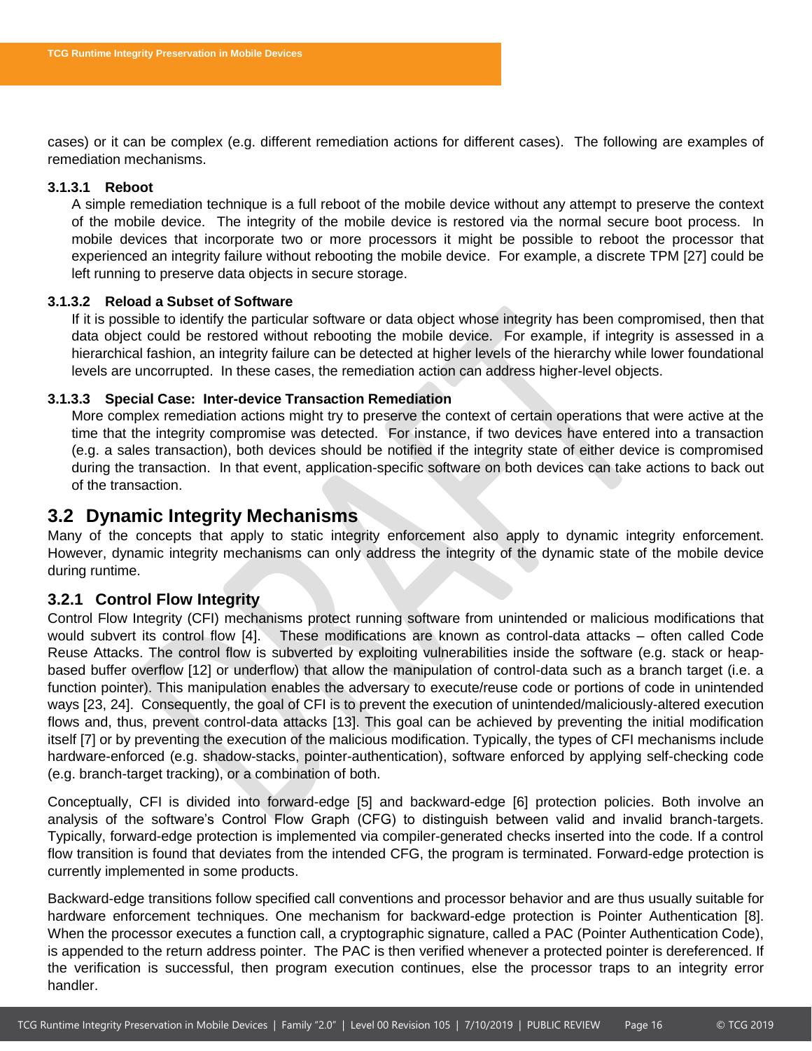cases) or it can be complex (e.g. different remediation actions for different cases). The following are examples of remediation mechanisms.

#### 3.1.3.1 Reboot

A simple remediation technique is a full reboot of the mobile device without any attempt to preserve the context of the mobile device. The integrity of the mobile device is restored via the normal secure boot process. In mobile devices that incorporate two or more processors it might be possible to reboot the processor that experienced an integrity failure without rebooting the mobile device. For example, a discrete TPM [27] could be left running to preserve data objects in secure storage.

#### 3.1.3.2 Reload a Subset of Software

If it is possible to identify the particular software or data object whose integrity has been compromised, then that data object could be restored without rebooting the mobile device. For example, if integrity is assessed in a hierarchical fashion, an integrity failure can be detected at higher levels of the hierarchy while lower foundational levels are uncorrupted. In these cases, the remediation action can address higher-level objects.

#### 3.1.3.3 Special Case: Inter-device Transaction Remediation

More complex remediation actions might try to preserve the context of certain operations that were active at the time that the integrity compromise was detected. For instance, if two devices have entered into a transaction (e.g. a sales transaction), both devices should be notified if the integrity state of either device is compromised during the transaction. In that event, application-specific software on both devices can take actions to back out of the transaction.

## 3.2 Dynamic Integrity Mechanisms

Many of the concepts that apply to static integrity enforcement also apply to dynamic integrity enforcement. However, dynamic integrity mechanisms can only address the integrity of the dynamic state of the mobile device during runtime.

### 3.2.1 Control Flow Integrity

Control Flow Integrity (CFI) mechanisms protect running software from unintended or malicious modifications that would subvert its control flow [4]. These modifications are known as control-data attacks – often called Code Reuse Attacks. The control flow is subverted by exploiting vulnerabilities inside the software (e.g. stack or heap-based buffer overflow [12] or underflow) that allow the manipulation of control-data such as a branch target (i.e. a function pointer). This manipulation enables the adversary to execute/reuse code or portions of code in unintended ways [23, 24]. Consequently, the goal of CFI is to prevent the execution of unintended/maliciously-altered execution flows and, thus, prevent control-data attacks [13]. This goal can be achieved by preventing the initial modification itself [7] or by preventing the execution of the malicious modification. Typically, the types of CFI mechanisms include hardware-enforced (e.g. shadow-stacks, pointer-authentication), software enforced by applying self-checking code (e.g. branch-target tracking), or a combination of both.

Conceptually, CFI is divided into forward-edge [5] and backward-edge [6] protection policies. Both involve an analysis of the software's Control Flow Graph (CFG) to distinguish between valid and invalid branch-targets. Typically, forward-edge protection is implemented via compiler-generated checks inserted into the code. If a control flow transition is found that deviates from the intended CFG, the program is terminated. Forward-edge protection is currently implemented in some products.

Backward-edge transitions follow specified call conventions and processor behavior and are thus usually suitable for hardware enforcement techniques. One mechanism for backward-edge protection is Pointer Authentication [8]. When the processor executes a function call, a cryptographic signature, called a PAC (Pointer Authentication Code), is appended to the return address pointer. The PAC is then verified whenever a protected pointer is dereferenced. If the verification is successful, then program execution continues, else the processor traps to an integrity error handler.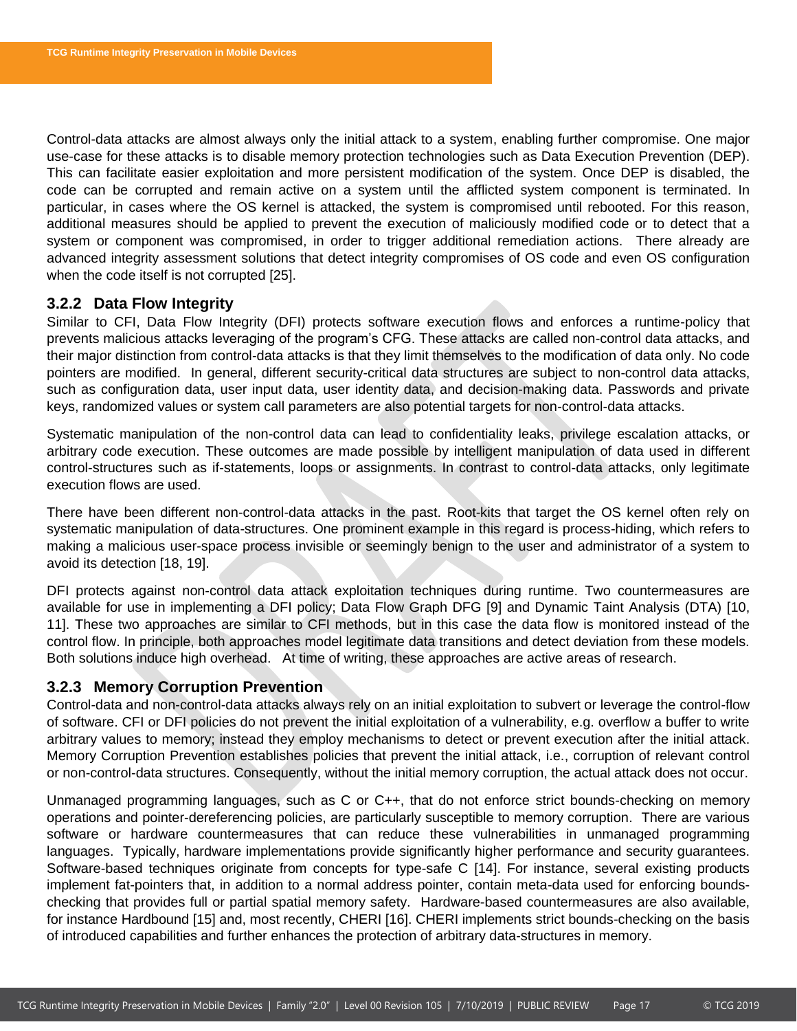Control-data attacks are almost always only the initial attack to a system, enabling further compromise. One major use-case for these attacks is to disable memory protection technologies such as Data Execution Prevention (DEP). This can facilitate easier exploitation and more persistent modification of the system. Once DEP is disabled, the code can be corrupted and remain active on a system until the afflicted system component is terminated. In particular, in cases where the OS kernel is attacked, the system is compromised until rebooted. For this reason, additional measures should be applied to prevent the execution of maliciously modified code or to detect that a system or component was compromised, in order to trigger additional remediation actions. There already are advanced integrity assessment solutions that detect integrity compromises of OS code and even OS configuration when the code itself is not corrupted [25].

### 3.2.2 Data Flow Integrity

Similar to CFI, Data Flow Integrity (DFI) protects software execution flows and enforces a runtime-policy that prevents malicious attacks leveraging of the program's CFG. These attacks are called non-control data attacks, and their major distinction from control-data attacks is that they limit themselves to the modification of data only. No code pointers are modified. In general, different security-critical data structures are subject to non-control data attacks, such as configuration data, user input data, user identity data, and decision-making data. Passwords and private keys, randomized values or system call parameters are also potential targets for non-control-data attacks.

Systematic manipulation of the non-control data can lead to confidentiality leaks, privilege escalation attacks, or arbitrary code execution. These outcomes are made possible by intelligent manipulation of data used in different control-structures such as if-statements, loops or assignments. In contrast to control-data attacks, only legitimate execution flows are used.

There have been different non-control-data attacks in the past. Root-kits that target the OS kernel often rely on systematic manipulation of data-structures. One prominent example in this regard is process-hiding, which refers to making a malicious user-space process invisible or seemingly benign to the user and administrator of a system to avoid its detection [18, 19].

DFI protects against non-control data attack exploitation techniques during runtime. Two countermeasures are available for use in implementing a DFI policy; Data Flow Graph DFG [9] and Dynamic Taint Analysis (DTA) [10, 11]. These two approaches are similar to CFI methods, but in this case the data flow is monitored instead of the control flow. In principle, both approaches model legitimate data transitions and detect deviation from these models. Both solutions induce high overhead. At time of writing, these approaches are active areas of research.

### 3.2.3 Memory Corruption Prevention

Control-data and non-control-data attacks always rely on an initial exploitation to subvert or leverage the control-flow of software. CFI or DFI policies do not prevent the initial exploitation of a vulnerability, e.g. overflow a buffer to write arbitrary values to memory; instead they employ mechanisms to detect or prevent execution after the initial attack. Memory Corruption Prevention establishes policies that prevent the initial attack, i.e., corruption of relevant control or non-control-data structures. Consequently, without the initial memory corruption, the actual attack does not occur.

Unmanaged programming languages, such as C or C++, that do not enforce strict bounds-checking on memory operations and pointer-dereferencing policies, are particularly susceptible to memory corruption. There are various software or hardware countermeasures that can reduce these vulnerabilities in unmanaged programming languages. Typically, hardware implementations provide significantly higher performance and security guarantees. Software-based techniques originate from concepts for type-safe C [14]. For instance, several existing products implement fat-pointers that, in addition to a normal address pointer, contain meta-data used for enforcing bounds-checking that provides full or partial spatial memory safety. Hardware-based countermeasures are also available, for instance Hardbound [15] and, most recently, CHERI [16]. CHERI implements strict bounds-checking on the basis of introduced capabilities and further enhances the protection of arbitrary data-structures in memory.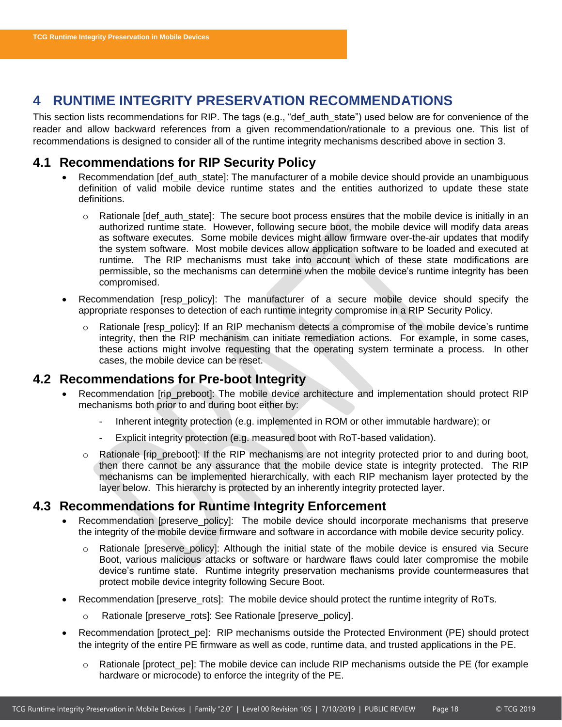# 4 RUNTIME INTEGRITY PRESERVATION RECOMMENDATIONS

This section lists recommendations for RIP. The tags (e.g., "def_auth_state") used below are for convenience of the reader and allow backward references from a given recommendation/rationale to a previous one. This list of recommendations is designed to consider all of the runtime integrity mechanisms described above in section 3.

## 4.1 Recommendations for RIP Security Policy

- Recommendation [def_auth_state]: The manufacturer of a mobile device should provide an unambiguous definition of valid mobile device runtime states and the entities authorized to update these state definitions.
  - Rationale [def_auth_state]: The secure boot process ensures that the mobile device is initially in an authorized runtime state. However, following secure boot, the mobile device will modify data areas as software executes. Some mobile devices might allow firmware over-the-air updates that modify the system software. Most mobile devices allow application software to be loaded and executed at runtime. The RIP mechanisms must take into account which of these state modifications are permissible, so the mechanisms can determine when the mobile device's runtime integrity has been compromised.
- Recommendation [resp_policy]: The manufacturer of a secure mobile device should specify the appropriate responses to detection of each runtime integrity compromise in a RIP Security Policy.
  - Rationale [resp_policy]: If an RIP mechanism detects a compromise of the mobile device's runtime integrity, then the RIP mechanism can initiate remediation actions. For example, in some cases, these actions might involve requesting that the operating system terminate a process. In other cases, the mobile device can be reset.

## 4.2 Recommendations for Pre-boot Integrity

- Recommendation [rip_preboot]: The mobile device architecture and implementation should protect RIP mechanisms both prior to and during boot either by:
  - Inherent integrity protection (e.g. implemented in ROM or other immutable hardware); or
  - Explicit integrity protection (e.g. measured boot with RoT-based validation).
  - Rationale [rip_preboot]: If the RIP mechanisms are not integrity protected prior to and during boot, then there cannot be any assurance that the mobile device state is integrity protected. The RIP mechanisms can be implemented hierarchically, with each RIP mechanism layer protected by the layer below. This hierarchy is protected by an inherently integrity protected layer.

## 4.3 Recommendations for Runtime Integrity Enforcement

- Recommendation [preserve_policy]: The mobile device should incorporate mechanisms that preserve the integrity of the mobile device firmware and software in accordance with mobile device security policy.
  - Rationale [preserve_policy]: Although the initial state of the mobile device is ensured via Secure Boot, various malicious attacks or software or hardware flaws could later compromise the mobile device's runtime state. Runtime integrity preservation mechanisms provide countermeasures that protect mobile device integrity following Secure Boot.
- Recommendation [preserve_rots]: The mobile device should protect the runtime integrity of RoTs.
  - Rationale [preserve_rots]: See Rationale [preserve_policy].
- Recommendation [protect_pe]: RIP mechanisms outside the Protected Environment (PE) should protect the integrity of the entire PE firmware as well as code, runtime data, and trusted applications in the PE.
  - Rationale [protect_pe]: The mobile device can include RIP mechanisms outside the PE (for example hardware or microcode) to enforce the integrity of the PE.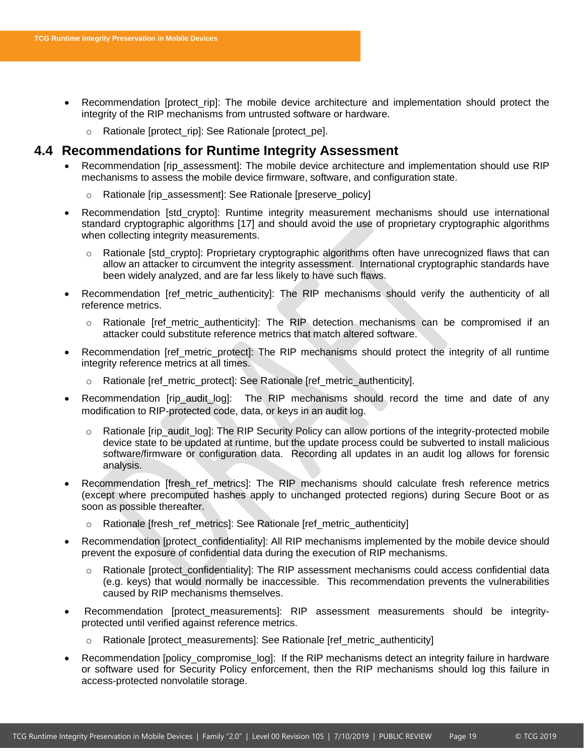- Recommendation [protect_rip]: The mobile device architecture and implementation should protect the integrity of the RIP mechanisms from untrusted software or hardware.
    - Rationale [protect_rip]: See Rationale [protect_pe].

## 4.4 Recommendations for Runtime Integrity Assessment

- Recommendation [rip_assessment]: The mobile device architecture and implementation should use RIP mechanisms to assess the mobile device firmware, software, and configuration state.
    - Rationale [rip_assessment]: See Rationale [preserve_policy]
- Recommendation [std_crypto]: Runtime integrity measurement mechanisms should use international standard cryptographic algorithms [17] and should avoid the use of proprietary cryptographic algorithms when collecting integrity measurements.
    - Rationale [std_crypto]: Proprietary cryptographic algorithms often have unrecognized flaws that can allow an attacker to circumvent the integrity assessment. International cryptographic standards have been widely analyzed, and are far less likely to have such flaws.
- Recommendation [ref_metric_authenticity]: The RIP mechanisms should verify the authenticity of all reference metrics.
    - Rationale [ref_metric_authenticity]: The RIP detection mechanisms can be compromised if an attacker could substitute reference metrics that match altered software.
- Recommendation [ref_metric_protect]: The RIP mechanisms should protect the integrity of all runtime integrity reference metrics at all times.
    - Rationale [ref_metric_protect]: See Rationale [ref_metric_authenticity].
- Recommendation [rip_audit_log]: The RIP mechanisms should record the time and date of any modification to RIP-protected code, data, or keys in an audit log.
    - Rationale [rip_audit_log]: The RIP Security Policy can allow portions of the integrity-protected mobile device state to be updated at runtime, but the update process could be subverted to install malicious software/firmware or configuration data. Recording all updates in an audit log allows for forensic analysis.
- Recommendation [fresh_ref_metrics]: The RIP mechanisms should calculate fresh reference metrics (except where precomputed hashes apply to unchanged protected regions) during Secure Boot or as soon as possible thereafter.
    - Rationale [fresh_ref_metrics]: See Rationale [ref_metric_authenticity]
- Recommendation [protect_confidentiality]: All RIP mechanisms implemented by the mobile device should prevent the exposure of confidential data during the execution of RIP mechanisms.
    - Rationale [protect_confidentiality]: The RIP assessment mechanisms could access confidential data (e.g. keys) that would normally be inaccessible. This recommendation prevents the vulnerabilities caused by RIP mechanisms themselves.
- Recommendation [protect_measurements]: RIP assessment measurements should be integrity-protected until verified against reference metrics.
    - Rationale [protect_measurements]: See Rationale [ref_metric_authenticity]
- Recommendation [policy_compromise_log]: If the RIP mechanisms detect an integrity failure in hardware or software used for Security Policy enforcement, then the RIP mechanisms should log this failure in access-protected nonvolatile storage.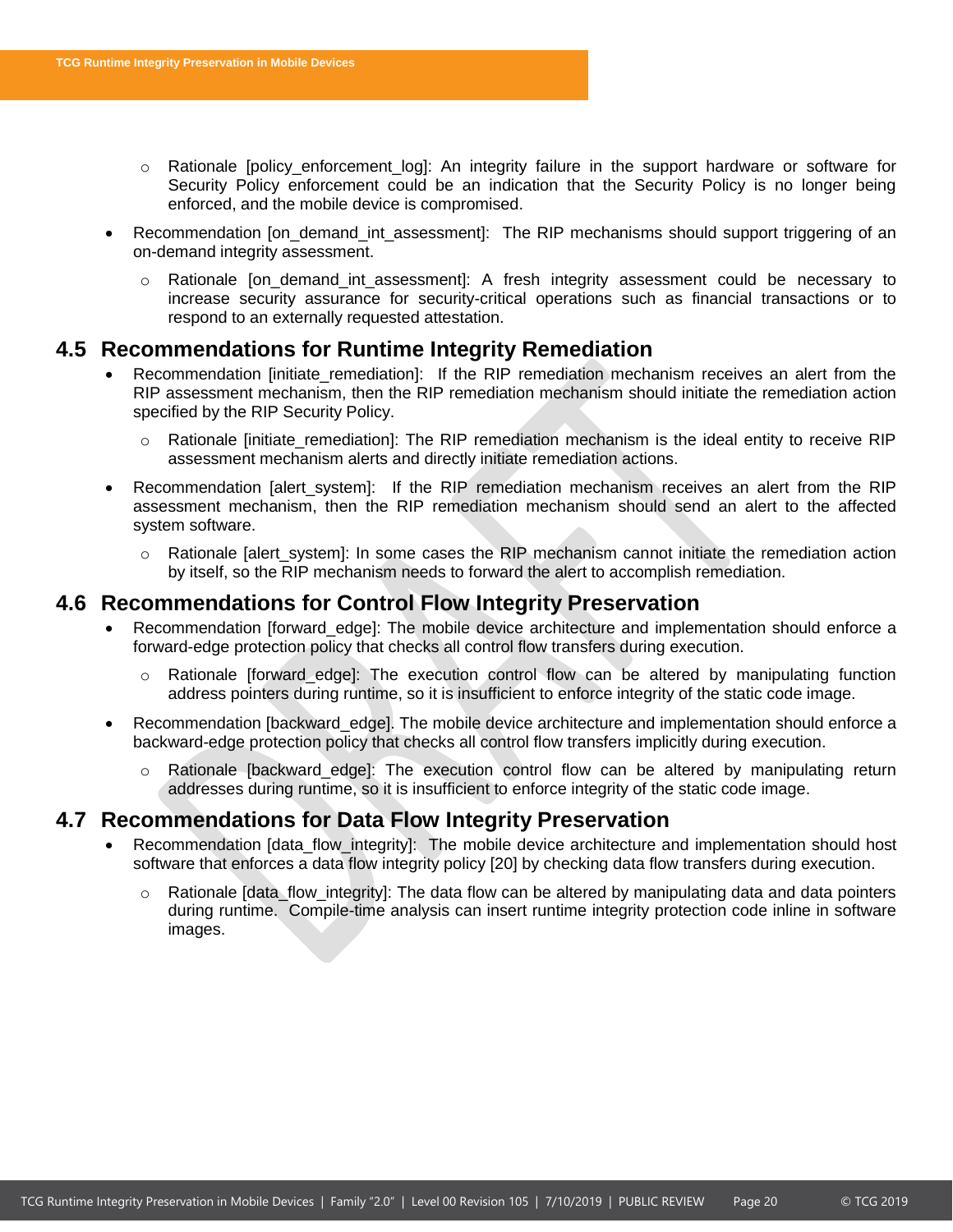- Rationale [policy_enforcement_log]: An integrity failure in the support hardware or software for Security Policy enforcement could be an indication that the Security Policy is no longer being enforced, and the mobile device is compromised.

- Recommendation [on_demand_int_assessment]: The RIP mechanisms should support triggering of an on-demand integrity assessment.
  - Rationale [on_demand_int_assessment]: A fresh integrity assessment could be necessary to increase security assurance for security-critical operations such as financial transactions or to respond to an externally requested attestation.

## 4.5 Recommendations for Runtime Integrity Remediation

- Recommendation [initiate_remediation]: If the RIP remediation mechanism receives an alert from the RIP assessment mechanism, then the RIP remediation mechanism should initiate the remediation action specified by the RIP Security Policy.
  - Rationale [initiate_remediation]: The RIP remediation mechanism is the ideal entity to receive RIP assessment mechanism alerts and directly initiate remediation actions.
- Recommendation [alert_system]: If the RIP remediation mechanism receives an alert from the RIP assessment mechanism, then the RIP remediation mechanism should send an alert to the affected system software.
  - Rationale [alert_system]: In some cases the RIP mechanism cannot initiate the remediation action by itself, so the RIP mechanism needs to forward the alert to accomplish remediation.

## 4.6 Recommendations for Control Flow Integrity Preservation

- Recommendation [forward_edge]: The mobile device architecture and implementation should enforce a forward-edge protection policy that checks all control flow transfers during execution.
  - Rationale [forward_edge]: The execution control flow can be altered by manipulating function address pointers during runtime, so it is insufficient to enforce integrity of the static code image.
- Recommendation [backward_edge]. The mobile device architecture and implementation should enforce a backward-edge protection policy that checks all control flow transfers implicitly during execution.
  - Rationale [backward_edge]: The execution control flow can be altered by manipulating return addresses during runtime, so it is insufficient to enforce integrity of the static code image.

## 4.7 Recommendations for Data Flow Integrity Preservation

- Recommendation [data_flow_integrity]: The mobile device architecture and implementation should host software that enforces a data flow integrity policy [20] by checking data flow transfers during execution.
  - Rationale [data_flow_integrity]: The data flow can be altered by manipulating data and data pointers during runtime. Compile-time analysis can insert runtime integrity protection code inline in software images.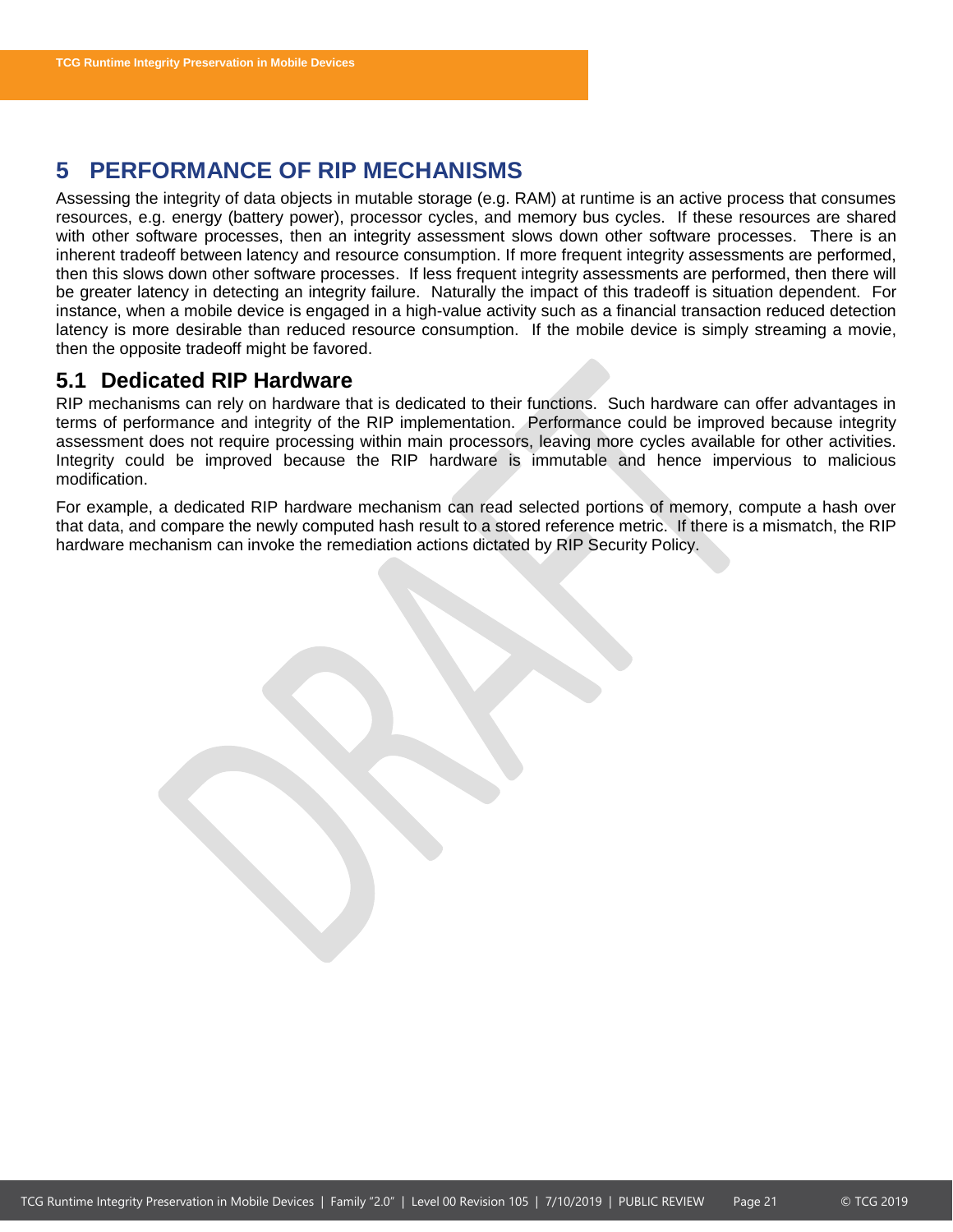# 5 PERFORMANCE OF RIP MECHANISMS

Assessing the integrity of data objects in mutable storage (e.g. RAM) at runtime is an active process that consumes resources, e.g. energy (battery power), processor cycles, and memory bus cycles. If these resources are shared with other software processes, then an integrity assessment slows down other software processes. There is an inherent tradeoff between latency and resource consumption. If more frequent integrity assessments are performed, then this slows down other software processes. If less frequent integrity assessments are performed, then there will be greater latency in detecting an integrity failure. Naturally the impact of this tradeoff is situation dependent. For instance, when a mobile device is engaged in a high-value activity such as a financial transaction reduced detection latency is more desirable than reduced resource consumption. If the mobile device is simply streaming a movie, then the opposite tradeoff might be favored.

## 5.1 Dedicated RIP Hardware

RIP mechanisms can rely on hardware that is dedicated to their functions. Such hardware can offer advantages in terms of performance and integrity of the RIP implementation. Performance could be improved because integrity assessment does not require processing within main processors, leaving more cycles available for other activities. Integrity could be improved because the RIP hardware is immutable and hence impervious to malicious modification.

For example, a dedicated RIP hardware mechanism can read selected portions of memory, compute a hash over that data, and compare the newly computed hash result to a stored reference metric. If there is a mismatch, the RIP hardware mechanism can invoke the remediation actions dictated by RIP Security Policy.